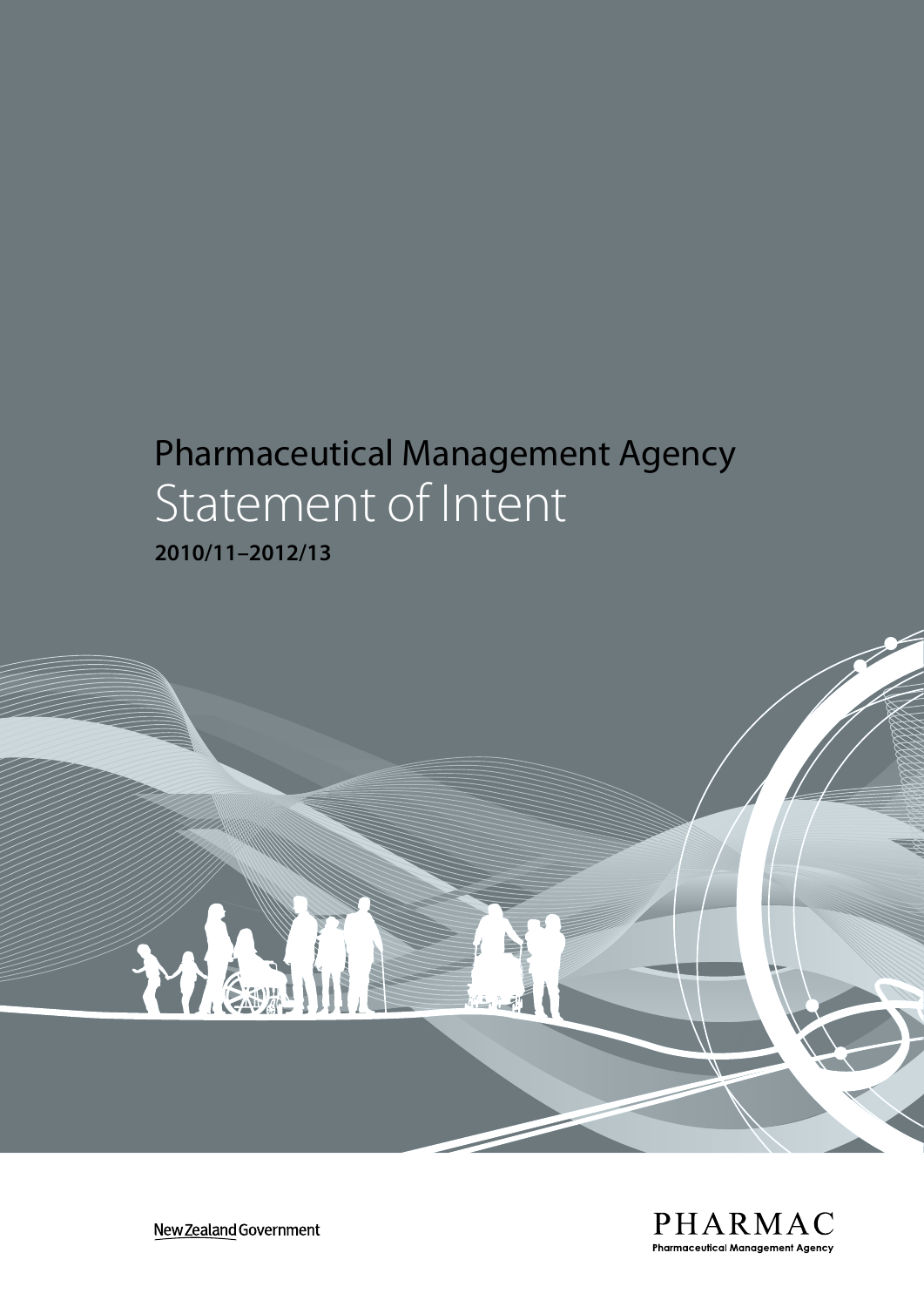# Pharmaceutical Management Agency

# Statement of Intent

**2010/11–2012/13**

New Zealand Government

PHARMAC

**Pharmaceutical Management Agency**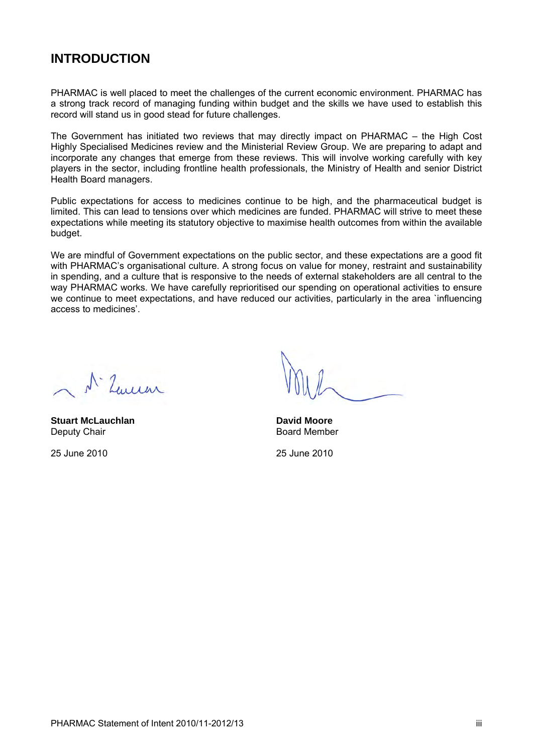# INTRODUCTION

PHARMAC is well placed to meet the challenges of the current economic environment. PHARMAC has a strong track record of managing funding within budget and the skills we have used to establish this record will stand us in good stead for future challenges.

The Government has initiated two reviews that may directly impact on PHARMAC – the High Cost Highly Specialised Medicines review and the Ministerial Review Group. We are preparing to adapt and incorporate any changes that emerge from these reviews. This will involve working carefully with key players in the sector, including frontline health professionals, the Ministry of Health and senior District Health Board managers.

Public expectations for access to medicines continue to be high, and the pharmaceutical budget is limited. This can lead to tensions over which medicines are funded. PHARMAC will strive to meet these expectations while meeting its statutory objective to maximise health outcomes from within the available budget.

We are mindful of Government expectations on the public sector, and these expectations are a good fit with PHARMAC's organisational culture. A strong focus on value for money, restraint and sustainability in spending, and a culture that is responsive to the needs of external stakeholders are all central to the way PHARMAC works. We have carefully reprioritised our spending on operational activities to ensure we continue to meet expectations, and have reduced our activities, particularly in the area `influencing access to medicines'.

**Stuart McLauchlan**
Deputy Chair

25 June 2010

**David Moore**
Board Member

25 June 2010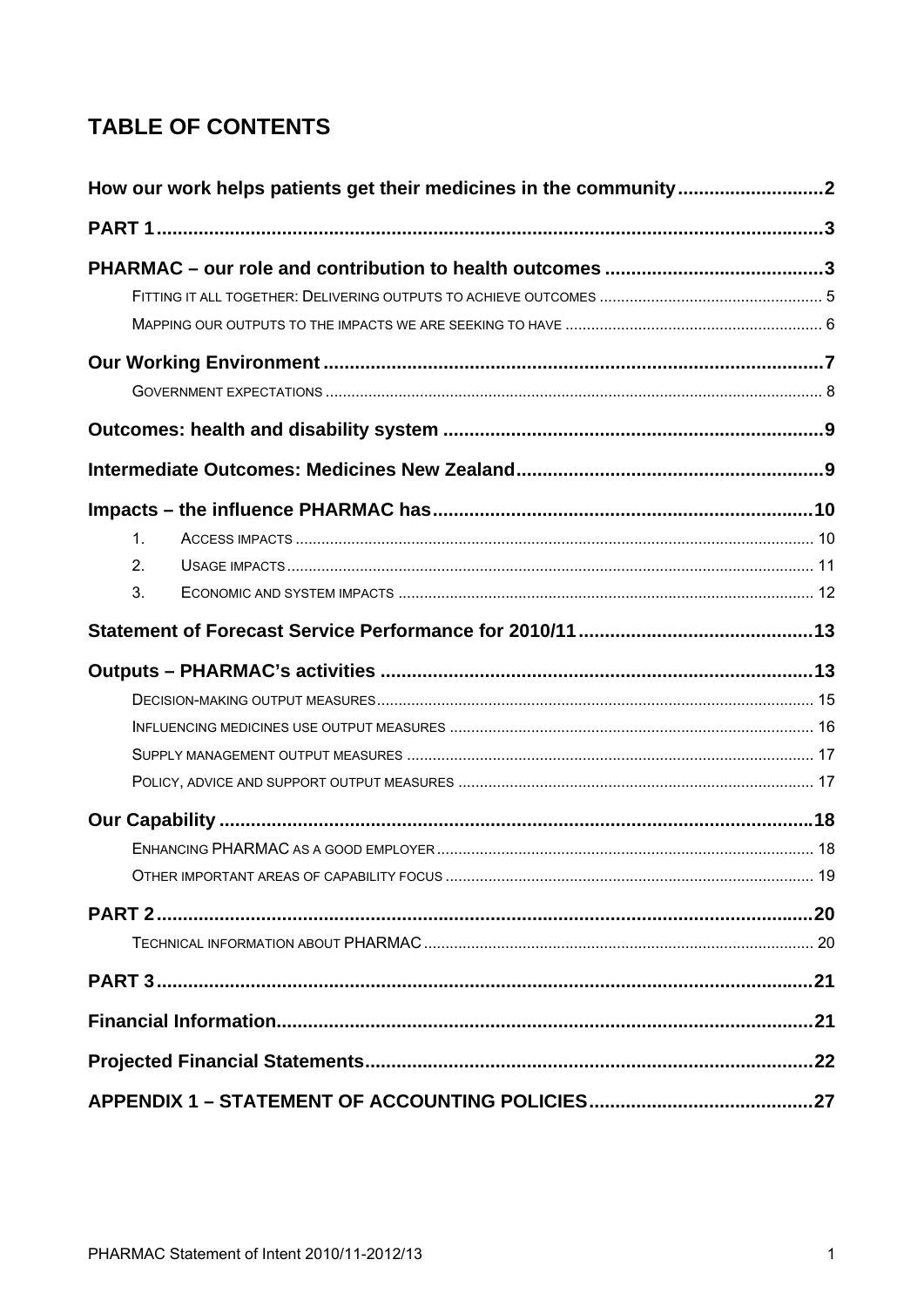# TABLE OF CONTENTS

How our work helps patients get their medicines in the community ........................... 2

PART 1 ........................................................................................................................ 3

PHARMAC – our role and contribution to health outcomes ......................................... 3

- Fitting it all together: Delivering outputs to achieve outcomes ..................................................... 5
- Mapping our outputs to the impacts we are seeking to have ............................................................ 6

Our Working Environment ............................................................................................ 7

- Government expectations ............................................................................................................... 8

Outcomes: health and disability system ....................................................................... 9

Intermediate Outcomes: Medicines New Zealand .......................................................... 9

Impacts – the influence PHARMAC has ...................................................................... 10

1. Access impacts ....................................................................................................................... 10
2. Usage impacts ........................................................................................................................ 11
3. Economic and system impacts ............................................................................................... 12

Statement of Forecast Service Performance for 2010/11 ............................................ 13

Outputs – PHARMAC's activities ................................................................................ 13

- Decision-making output measures ................................................................................................. 15
- Influencing medicines use output measures .................................................................................. 16
- Supply management output measures ........................................................................................... 17
- Policy, advice and support output measures .................................................................................. 17

Our Capability ............................................................................................................. 18

- Enhancing PHARMAC as a good employer ..................................................................................... 18
- Other important areas of capability focus ..................................................................................... 19

PART 2 ........................................................................................................................ 20

- Technical information about PHARMAC ........................................................................................ 20

PART 3 ........................................................................................................................ 21

Financial Information ................................................................................................... 21

Projected Financial Statements .................................................................................... 22

APPENDIX 1 – STATEMENT OF ACCOUNTING POLICIES ........................................... 27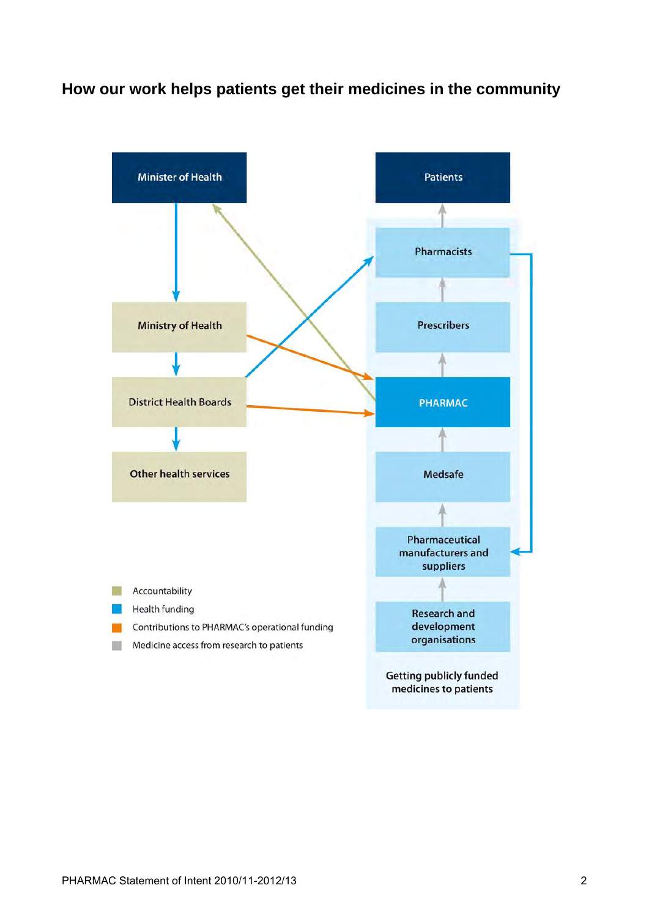## How our work helps patients get their medicines in the community

Minister of Health

Ministry of Health

District Health Boards

Other health services

Patients

Pharmacists

Prescribers

PHARMAC

Medsafe

Pharmaceutical manufacturers and suppliers

Research and development organisations

Getting publicly funded medicines to patients

- Accountability
- Health funding
- Contributions to PHARMAC's operational funding
- Medicine access from research to patients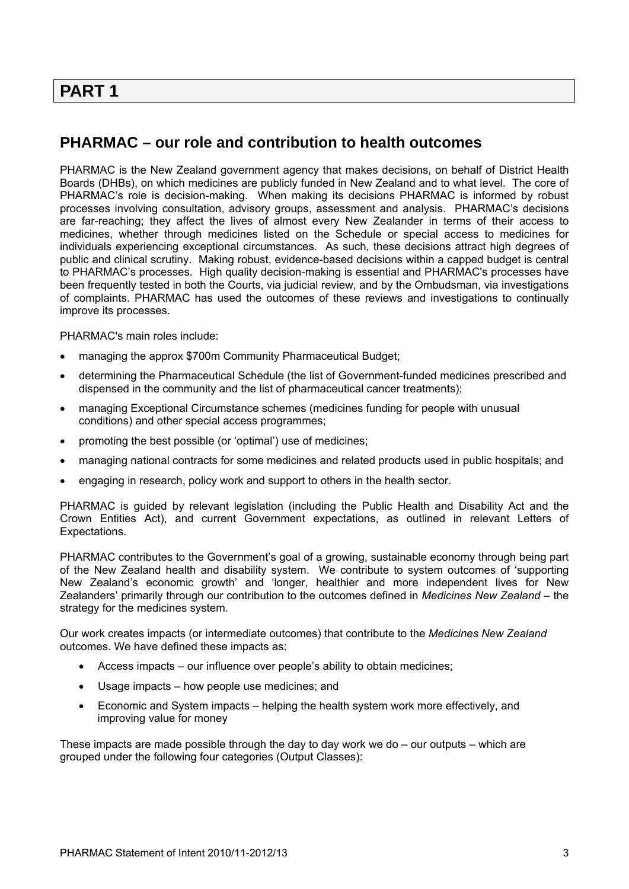# PART 1

## PHARMAC – our role and contribution to health outcomes

PHARMAC is the New Zealand government agency that makes decisions, on behalf of District Health Boards (DHBs), on which medicines are publicly funded in New Zealand and to what level. The core of PHARMAC's role is decision-making. When making its decisions PHARMAC is informed by robust processes involving consultation, advisory groups, assessment and analysis. PHARMAC's decisions are far-reaching; they affect the lives of almost every New Zealander in terms of their access to medicines, whether through medicines listed on the Schedule or special access to medicines for individuals experiencing exceptional circumstances. As such, these decisions attract high degrees of public and clinical scrutiny. Making robust, evidence-based decisions within a capped budget is central to PHARMAC's processes. High quality decision-making is essential and PHARMAC's processes have been frequently tested in both the Courts, via judicial review, and by the Ombudsman, via investigations of complaints. PHARMAC has used the outcomes of these reviews and investigations to continually improve its processes.

PHARMAC's main roles include:

- managing the approx $700m Community Pharmaceutical Budget;
- determining the Pharmaceutical Schedule (the list of Government-funded medicines prescribed and dispensed in the community and the list of pharmaceutical cancer treatments);
- managing Exceptional Circumstance schemes (medicines funding for people with unusual conditions) and other special access programmes;
- promoting the best possible (or 'optimal') use of medicines;
- managing national contracts for some medicines and related products used in public hospitals; and
- engaging in research, policy work and support to others in the health sector.

PHARMAC is guided by relevant legislation (including the Public Health and Disability Act and the Crown Entities Act), and current Government expectations, as outlined in relevant Letters of Expectations.

PHARMAC contributes to the Government's goal of a growing, sustainable economy through being part of the New Zealand health and disability system. We contribute to system outcomes of 'supporting New Zealand's economic growth' and 'longer, healthier and more independent lives for New Zealanders' primarily through our contribution to the outcomes defined in *Medicines New Zealand* – the strategy for the medicines system.

Our work creates impacts (or intermediate outcomes) that contribute to the *Medicines New Zealand* outcomes. We have defined these impacts as:

- Access impacts – our influence over people's ability to obtain medicines;
- Usage impacts – how people use medicines; and
- Economic and System impacts – helping the health system work more effectively, and improving value for money

These impacts are made possible through the day to day work we do – our outputs – which are grouped under the following four categories (Output Classes):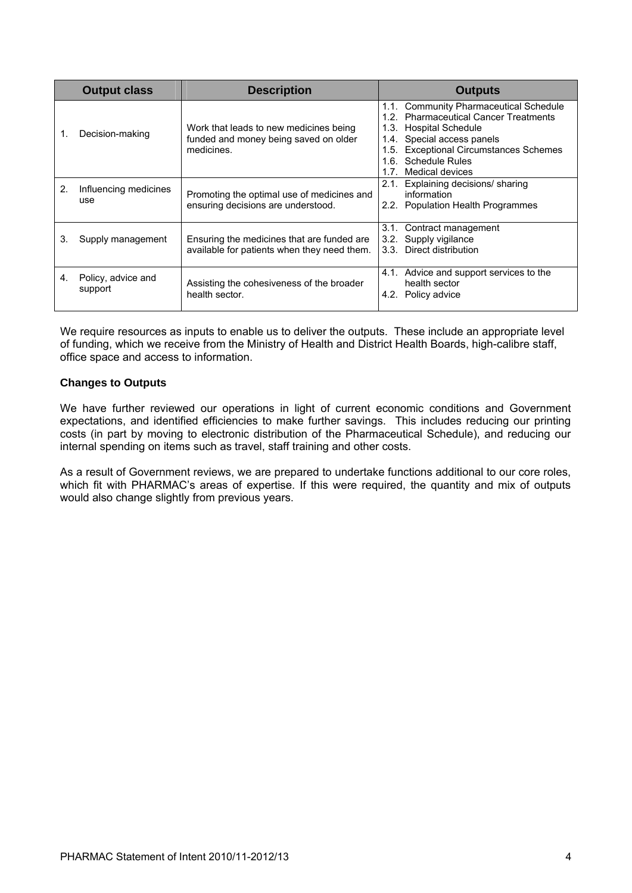| Output class | Description | Outputs |
|---|---|---|
| 1. Decision-making | Work that leads to new medicines being funded and money being saved on older medicines. | 1.1. Community Pharmaceutical Schedule<br>1.2. Pharmaceutical Cancer Treatments<br>1.3. Hospital Schedule<br>1.4. Special access panels<br>1.5. Exceptional Circumstances Schemes<br>1.6. Schedule Rules<br>1.7. Medical devices |
| 2. Influencing medicines use | Promoting the optimal use of medicines and ensuring decisions are understood. | 2.1. Explaining decisions/ sharing information<br>2.2. Population Health Programmes |
| 3. Supply management | Ensuring the medicines that are funded are available for patients when they need them. | 3.1. Contract management<br>3.2. Supply vigilance<br>3.3. Direct distribution |
| 4. Policy, advice and support | Assisting the cohesiveness of the broader health sector. | 4.1. Advice and support services to the health sector<br>4.2. Policy advice |

We require resources as inputs to enable us to deliver the outputs. These include an appropriate level of funding, which we receive from the Ministry of Health and District Health Boards, high-calibre staff, office space and access to information.

**Changes to Outputs**

We have further reviewed our operations in light of current economic conditions and Government expectations, and identified efficiencies to make further savings. This includes reducing our printing costs (in part by moving to electronic distribution of the Pharmaceutical Schedule), and reducing our internal spending on items such as travel, staff training and other costs.

As a result of Government reviews, we are prepared to undertake functions additional to our core roles, which fit with PHARMAC's areas of expertise. If this were required, the quantity and mix of outputs would also change slightly from previous years.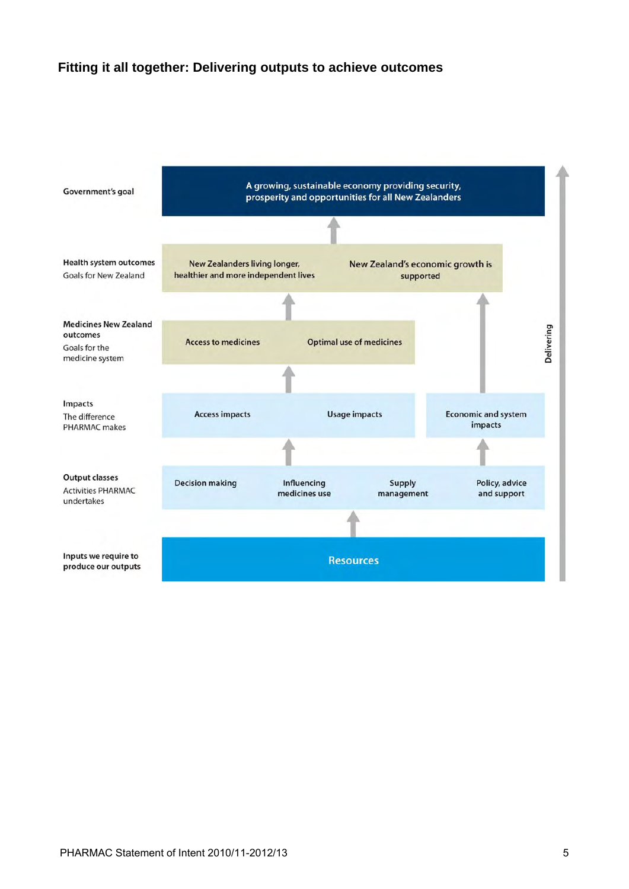## Fitting it all together: Delivering outputs to achieve outcomes

| Level | | | | |
|---|---|---|---|---|
| **Government's goal** | A growing, sustainable economy providing security, prosperity and opportunities for all New Zealanders | | | |
| **Health system outcomes** Goals for New Zealand | New Zealanders living longer, healthier and more independent lives | | New Zealand's economic growth is supported | |
| **Medicines New Zealand outcomes** Goals for the medicine system | Access to medicines | Optimal use of medicines | | |
| **Impacts** The difference PHARMAC makes | Access impacts | Usage impacts | Economic and system impacts | |
| **Output classes** Activities PHARMAC undertakes | Decision making | Influencing medicines use | Supply management | Policy, advice and support |
| **Inputs we require to produce our outputs** | Resources | | | |

Delivering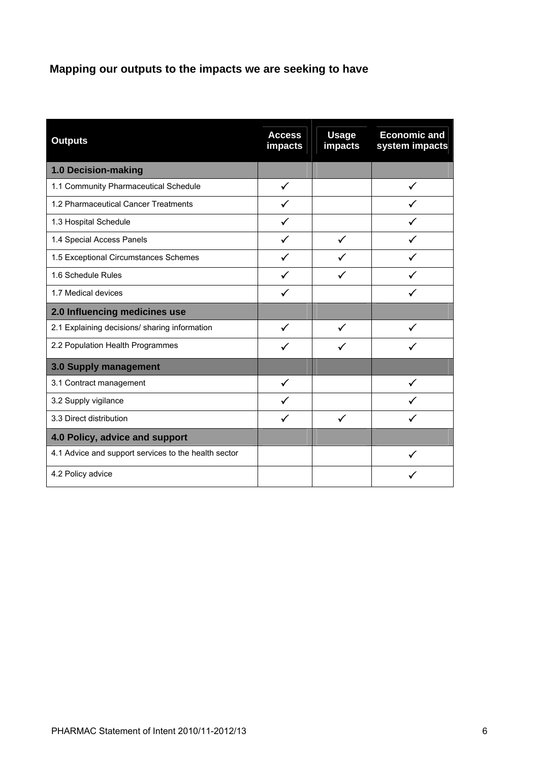## Mapping our outputs to the impacts we are seeking to have

| Outputs | Access impacts | Usage impacts | Economic and system impacts |
|---|---|---|---|
| **1.0 Decision-making** | | | |
| 1.1 Community Pharmaceutical Schedule | ✓ | | ✓ |
| 1.2 Pharmaceutical Cancer Treatments | ✓ | | ✓ |
| 1.3 Hospital Schedule | ✓ | | ✓ |
| 1.4 Special Access Panels | ✓ | ✓ | ✓ |
| 1.5 Exceptional Circumstances Schemes | ✓ | ✓ | ✓ |
| 1.6 Schedule Rules | ✓ | ✓ | ✓ |
| 1.7 Medical devices | ✓ | | ✓ |
| **2.0 Influencing medicines use** | | | |
| 2.1 Explaining decisions/ sharing information | ✓ | ✓ | ✓ |
| 2.2 Population Health Programmes | ✓ | ✓ | ✓ |
| **3.0 Supply management** | | | |
| 3.1 Contract management | ✓ | | ✓ |
| 3.2 Supply vigilance | ✓ | | ✓ |
| 3.3 Direct distribution | ✓ | ✓ | ✓ |
| **4.0 Policy, advice and support** | | | |
| 4.1 Advice and support services to the health sector | | | ✓ |
| 4.2 Policy advice | | | ✓ |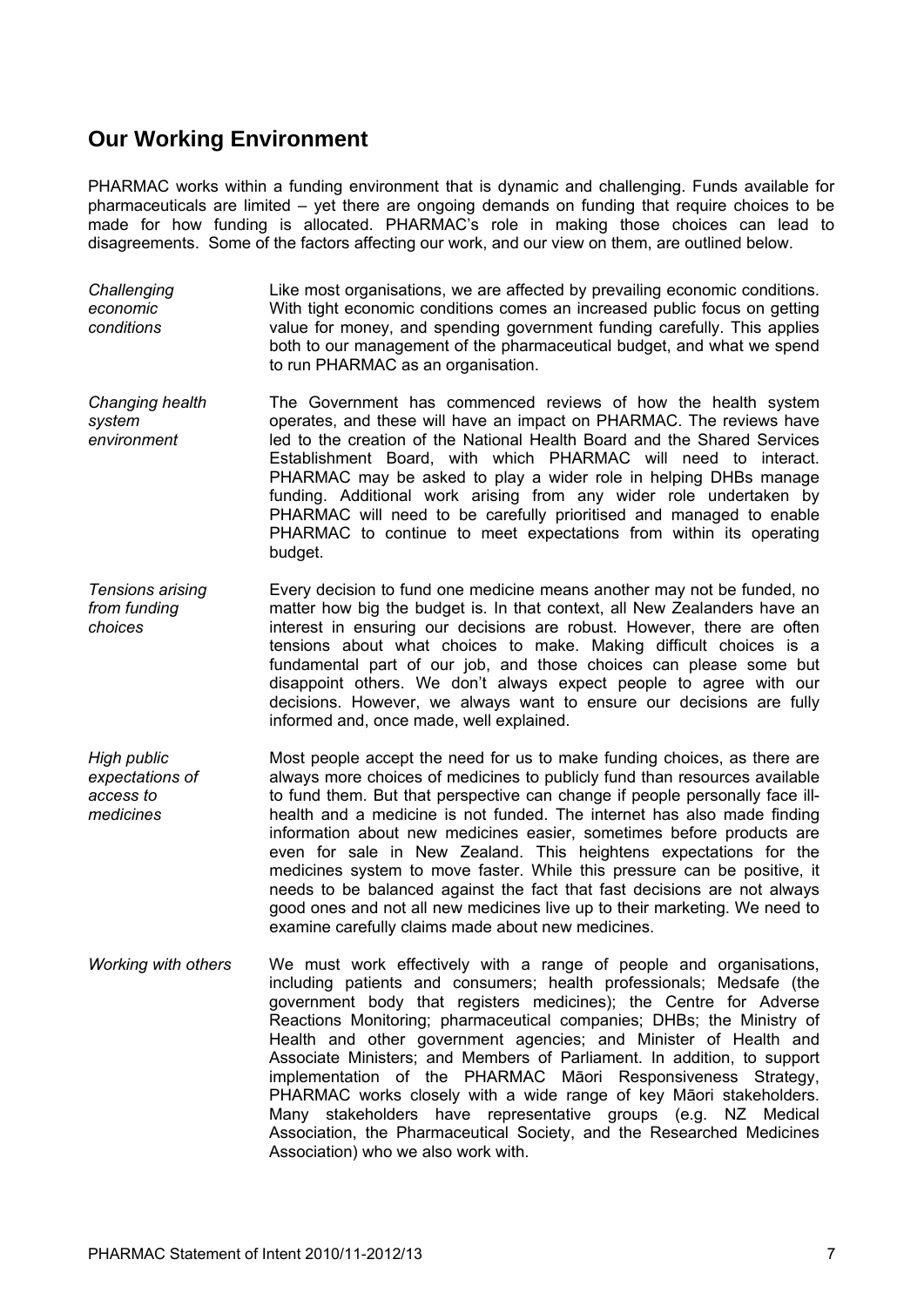## Our Working Environment

PHARMAC works within a funding environment that is dynamic and challenging. Funds available for pharmaceuticals are limited – yet there are ongoing demands on funding that require choices to be made for how funding is allocated. PHARMAC's role in making those choices can lead to disagreements. Some of the factors affecting our work, and our view on them, are outlined below.

| | |
|---|---|
| *Challenging economic conditions* | Like most organisations, we are affected by prevailing economic conditions. With tight economic conditions comes an increased public focus on getting value for money, and spending government funding carefully. This applies both to our management of the pharmaceutical budget, and what we spend to run PHARMAC as an organisation. |
| *Changing health system environment* | The Government has commenced reviews of how the health system operates, and these will have an impact on PHARMAC. The reviews have led to the creation of the National Health Board and the Shared Services Establishment Board, with which PHARMAC will need to interact. PHARMAC may be asked to play a wider role in helping DHBs manage funding. Additional work arising from any wider role undertaken by PHARMAC will need to be carefully prioritised and managed to enable PHARMAC to continue to meet expectations from within its operating budget. |
| *Tensions arising from funding choices* | Every decision to fund one medicine means another may not be funded, no matter how big the budget is. In that context, all New Zealanders have an interest in ensuring our decisions are robust. However, there are often tensions about what choices to make. Making difficult choices is a fundamental part of our job, and those choices can please some but disappoint others. We don't always expect people to agree with our decisions. However, we always want to ensure our decisions are fully informed and, once made, well explained. |
| *High public expectations of access to medicines* | Most people accept the need for us to make funding choices, as there are always more choices of medicines to publicly fund than resources available to fund them. But that perspective can change if people personally face ill-health and a medicine is not funded. The internet has also made finding information about new medicines easier, sometimes before products are even for sale in New Zealand. This heightens expectations for the medicines system to move faster. While this pressure can be positive, it needs to be balanced against the fact that fast decisions are not always good ones and not all new medicines live up to their marketing. We need to examine carefully claims made about new medicines. |
| *Working with others* | We must work effectively with a range of people and organisations, including patients and consumers; health professionals; Medsafe (the government body that registers medicines); the Centre for Adverse Reactions Monitoring; pharmaceutical companies; DHBs; the Ministry of Health and other government agencies; and Minister of Health and Associate Ministers; and Members of Parliament. In addition, to support implementation of the PHARMAC Māori Responsiveness Strategy, PHARMAC works closely with a wide range of key Māori stakeholders. Many stakeholders have representative groups (e.g. NZ Medical Association, the Pharmaceutical Society, and the Researched Medicines Association) who we also work with. |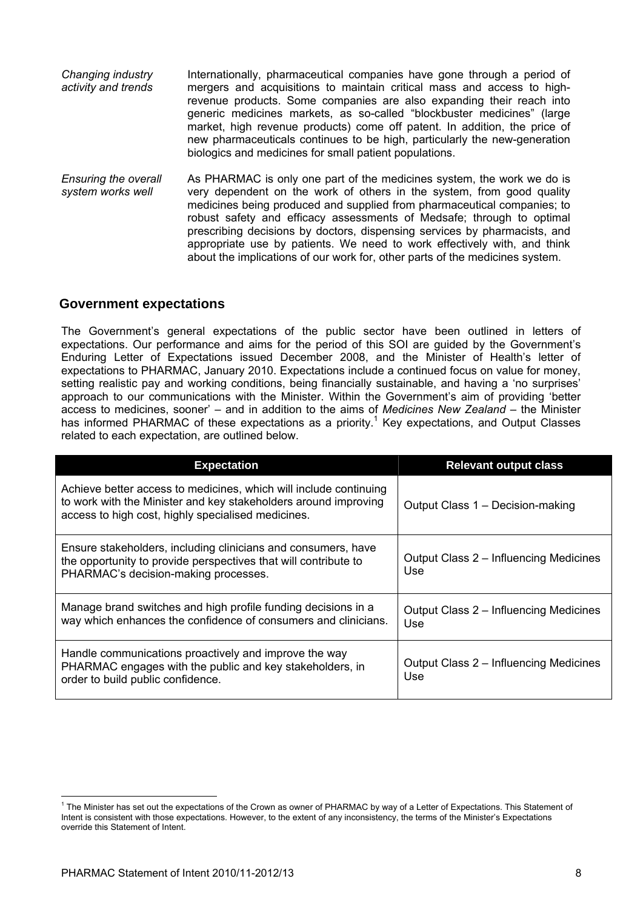*Changing industry activity and trends*

Internationally, pharmaceutical companies have gone through a period of mergers and acquisitions to maintain critical mass and access to high-revenue products. Some companies are also expanding their reach into generic medicines markets, as so-called "blockbuster medicines" (large market, high revenue products) come off patent. In addition, the price of new pharmaceuticals continues to be high, particularly the new-generation biologics and medicines for small patient populations.

*Ensuring the overall system works well*

As PHARMAC is only one part of the medicines system, the work we do is very dependent on the work of others in the system, from good quality medicines being produced and supplied from pharmaceutical companies; to robust safety and efficacy assessments of Medsafe; through to optimal prescribing decisions by doctors, dispensing services by pharmacists, and appropriate use by patients. We need to work effectively with, and think about the implications of our work for, other parts of the medicines system.

## Government expectations

The Government's general expectations of the public sector have been outlined in letters of expectations. Our performance and aims for the period of this SOI are guided by the Government's Enduring Letter of Expectations issued December 2008, and the Minister of Health's letter of expectations to PHARMAC, January 2010. Expectations include a continued focus on value for money, setting realistic pay and working conditions, being financially sustainable, and having a 'no surprises' approach to our communications with the Minister. Within the Government's aim of providing 'better access to medicines, sooner' – and in addition to the aims of *Medicines New Zealand* – the Minister has informed PHARMAC of these expectations as a priority.[1] Key expectations, and Output Classes related to each expectation, are outlined below.

| Expectation | Relevant output class |
| --- | --- |
| Achieve better access to medicines, which will include continuing to work with the Minister and key stakeholders around improving access to high cost, highly specialised medicines. | Output Class 1 – Decision-making |
| Ensure stakeholders, including clinicians and consumers, have the opportunity to provide perspectives that will contribute to PHARMAC's decision-making processes. | Output Class 2 – Influencing Medicines Use |
| Manage brand switches and high profile funding decisions in a way which enhances the confidence of consumers and clinicians. | Output Class 2 – Influencing Medicines Use |
| Handle communications proactively and improve the way PHARMAC engages with the public and key stakeholders, in order to build public confidence. | Output Class 2 – Influencing Medicines Use |

[1] The Minister has set out the expectations of the Crown as owner of PHARMAC by way of a Letter of Expectations. This Statement of Intent is consistent with those expectations. However, to the extent of any inconsistency, the terms of the Minister's Expectations override this Statement of Intent.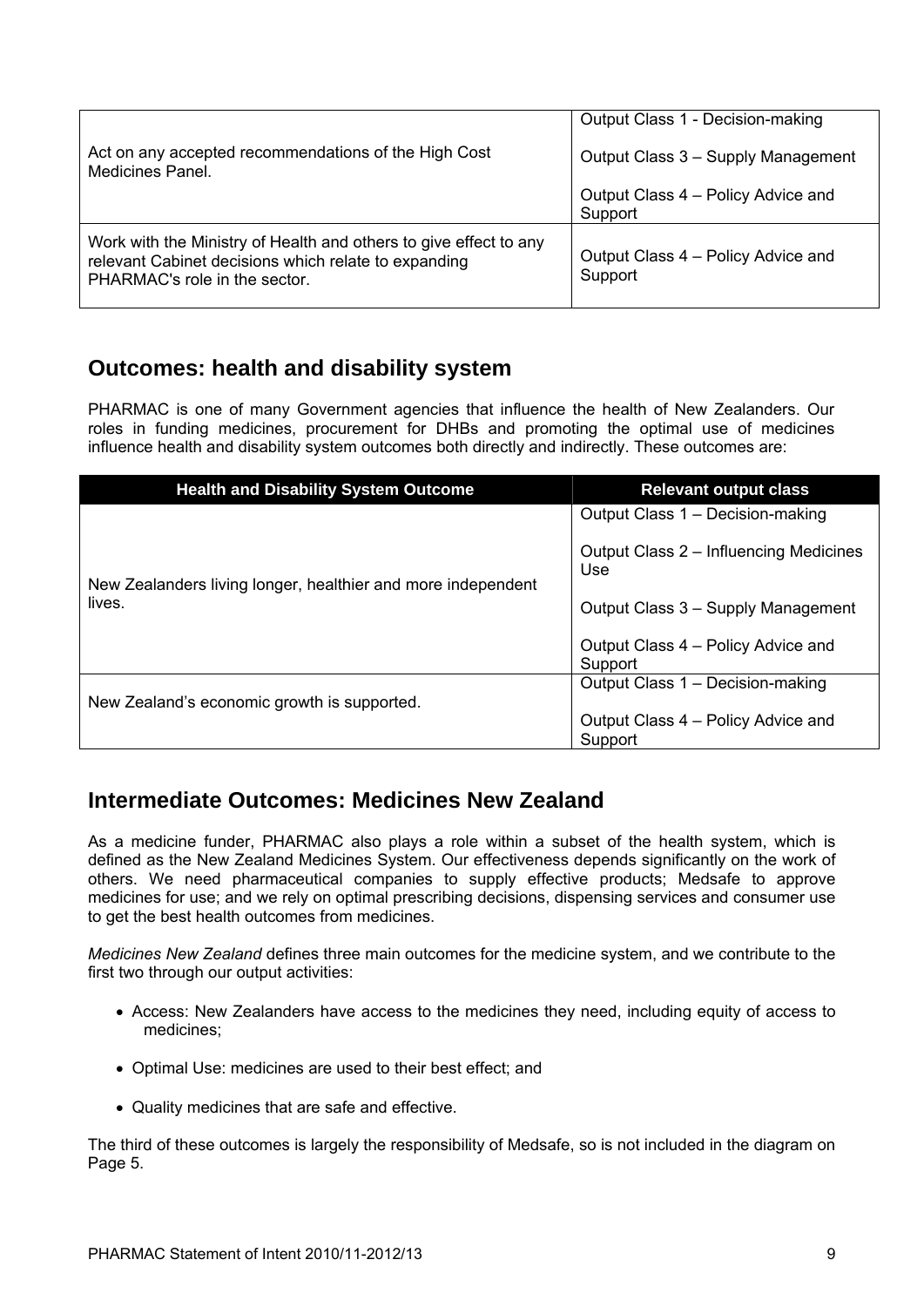| | |
|---|---|
| Act on any accepted recommendations of the High Cost Medicines Panel. | Output Class 1 - Decision-making<br><br>Output Class 3 – Supply Management<br><br>Output Class 4 – Policy Advice and Support |
| Work with the Ministry of Health and others to give effect to any relevant Cabinet decisions which relate to expanding PHARMAC's role in the sector. | Output Class 4 – Policy Advice and Support |

## Outcomes: health and disability system

PHARMAC is one of many Government agencies that influence the health of New Zealanders. Our roles in funding medicines, procurement for DHBs and promoting the optimal use of medicines influence health and disability system outcomes both directly and indirectly. These outcomes are:

| Health and Disability System Outcome | Relevant output class |
|---|---|
| New Zealanders living longer, healthier and more independent lives. | Output Class 1 – Decision-making<br><br>Output Class 2 – Influencing Medicines Use<br><br>Output Class 3 – Supply Management<br><br>Output Class 4 – Policy Advice and Support |
| New Zealand's economic growth is supported. | Output Class 1 – Decision-making<br><br>Output Class 4 – Policy Advice and Support |

## Intermediate Outcomes: Medicines New Zealand

As a medicine funder, PHARMAC also plays a role within a subset of the health system, which is defined as the New Zealand Medicines System. Our effectiveness depends significantly on the work of others. We need pharmaceutical companies to supply effective products; Medsafe to approve medicines for use; and we rely on optimal prescribing decisions, dispensing services and consumer use to get the best health outcomes from medicines.

*Medicines New Zealand* defines three main outcomes for the medicine system, and we contribute to the first two through our output activities:

- Access: New Zealanders have access to the medicines they need, including equity of access to medicines;
- Optimal Use: medicines are used to their best effect; and
- Quality medicines that are safe and effective.

The third of these outcomes is largely the responsibility of Medsafe, so is not included in the diagram on Page 5.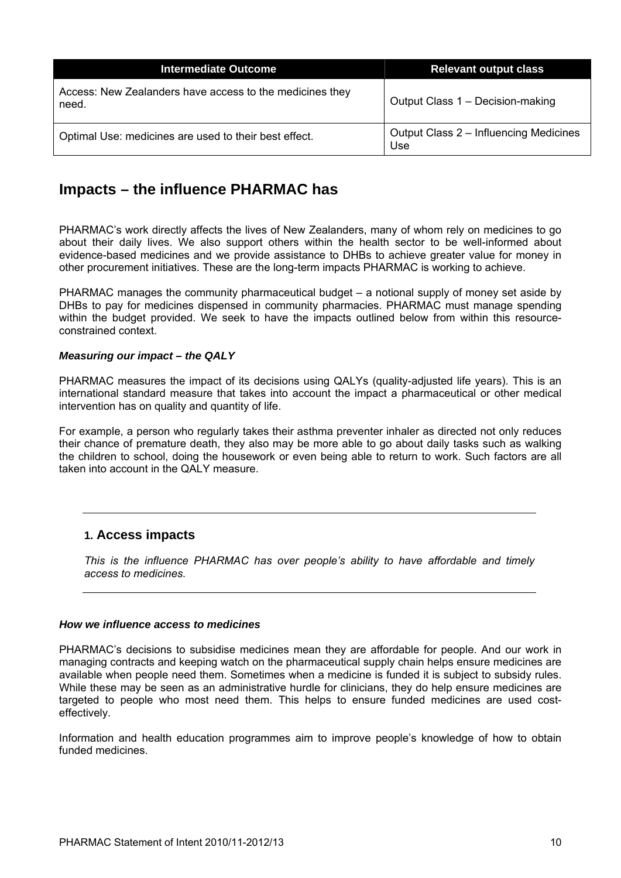| Intermediate Outcome | Relevant output class |
|---|---|
| Access: New Zealanders have access to the medicines they need. | Output Class 1 – Decision-making |
| Optimal Use: medicines are used to their best effect. | Output Class 2 – Influencing Medicines Use |

## Impacts – the influence PHARMAC has

PHARMAC's work directly affects the lives of New Zealanders, many of whom rely on medicines to go about their daily lives. We also support others within the health sector to be well-informed about evidence-based medicines and we provide assistance to DHBs to achieve greater value for money in other procurement initiatives. These are the long-term impacts PHARMAC is working to achieve.

PHARMAC manages the community pharmaceutical budget – a notional supply of money set aside by DHBs to pay for medicines dispensed in community pharmacies. PHARMAC must manage spending within the budget provided. We seek to have the impacts outlined below from within this resource-constrained context.

***Measuring our impact – the QALY***

PHARMAC measures the impact of its decisions using QALYs (quality-adjusted life years). This is an international standard measure that takes into account the impact a pharmaceutical or other medical intervention has on quality and quantity of life.

For example, a person who regularly takes their asthma preventer inhaler as directed not only reduces their chance of premature death, they also may be more able to go about daily tasks such as walking the children to school, doing the housework or even being able to return to work. Such factors are all taken into account in the QALY measure.

---

### 1. Access impacts

*This is the influence PHARMAC has over people's ability to have affordable and timely access to medicines.*

---

***How we influence access to medicines***

PHARMAC's decisions to subsidise medicines mean they are affordable for people. And our work in managing contracts and keeping watch on the pharmaceutical supply chain helps ensure medicines are available when people need them. Sometimes when a medicine is funded it is subject to subsidy rules. While these may be seen as an administrative hurdle for clinicians, they do help ensure medicines are targeted to people who most need them. This helps to ensure funded medicines are used cost-effectively.

Information and health education programmes aim to improve people's knowledge of how to obtain funded medicines.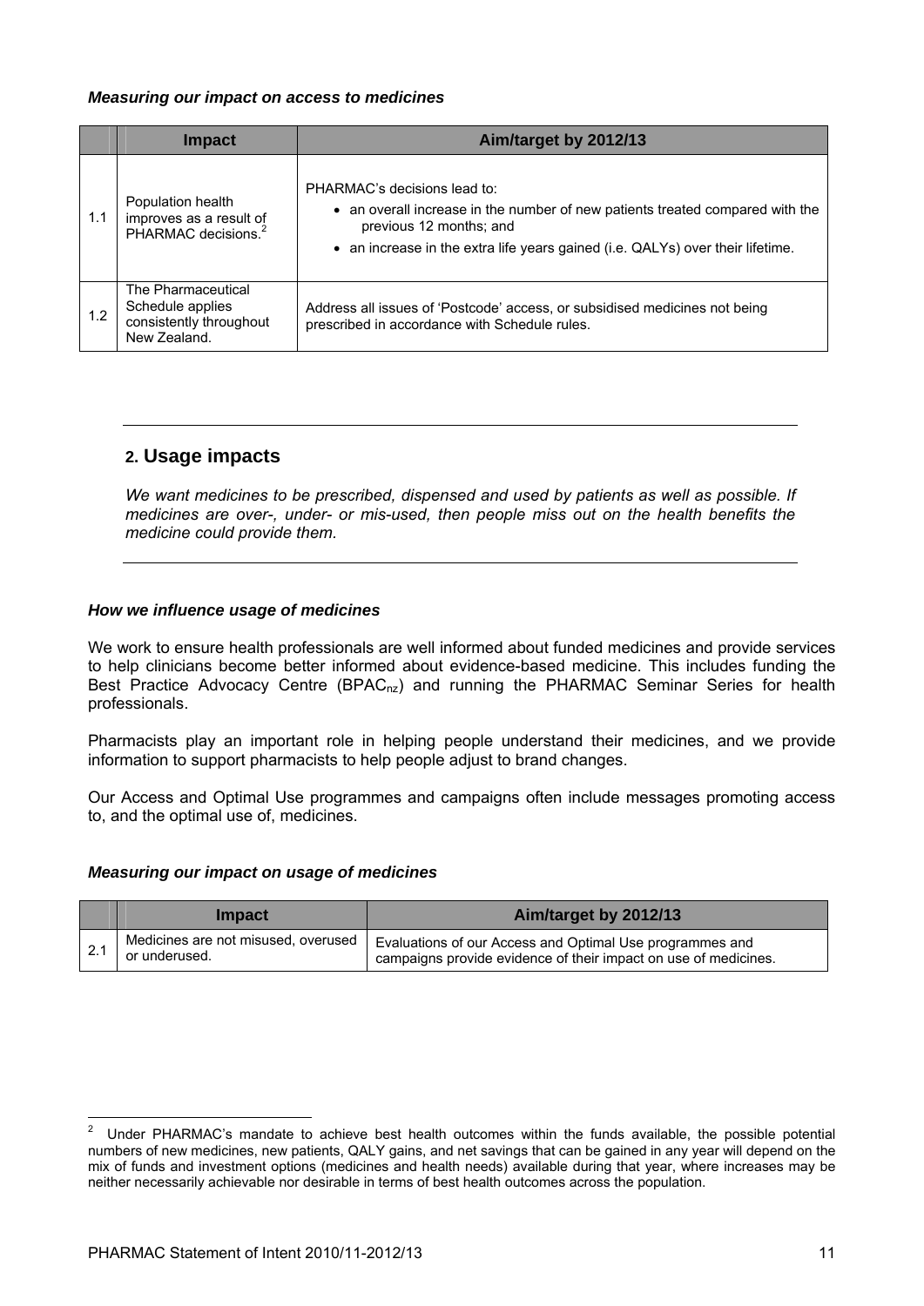***Measuring our impact on access to medicines***

| | Impact | Aim/target by 2012/13 |
|---|---|---|
| 1.1 | Population health improves as a result of PHARMAC decisions.[2] | PHARMAC's decisions lead to:<br>• an overall increase in the number of new patients treated compared with the previous 12 months; and<br>• an increase in the extra life years gained (i.e. QALYs) over their lifetime. |
| 1.2 | The Pharmaceutical Schedule applies consistently throughout New Zealand. | Address all issues of 'Postcode' access, or subsidised medicines not being prescribed in accordance with Schedule rules. |

## 2. Usage impacts

*We want medicines to be prescribed, dispensed and used by patients as well as possible. If medicines are over-, under- or mis-used, then people miss out on the health benefits the medicine could provide them.*

***How we influence usage of medicines***

We work to ensure health professionals are well informed about funded medicines and provide services to help clinicians become better informed about evidence-based medicine. This includes funding the Best Practice Advocacy Centre ($BPAC_{nz}$) and running the PHARMAC Seminar Series for health professionals.

Pharmacists play an important role in helping people understand their medicines, and we provide information to support pharmacists to help people adjust to brand changes.

Our Access and Optimal Use programmes and campaigns often include messages promoting access to, and the optimal use of, medicines.

***Measuring our impact on usage of medicines***

| | Impact | Aim/target by 2012/13 |
|---|---|---|
| 2.1 | Medicines are not misused, overused or underused. | Evaluations of our Access and Optimal Use programmes and campaigns provide evidence of their impact on use of medicines. |

[2] Under PHARMAC's mandate to achieve best health outcomes within the funds available, the possible potential numbers of new medicines, new patients, QALY gains, and net savings that can be gained in any year will depend on the mix of funds and investment options (medicines and health needs) available during that year, where increases may be neither necessarily achievable nor desirable in terms of best health outcomes across the population.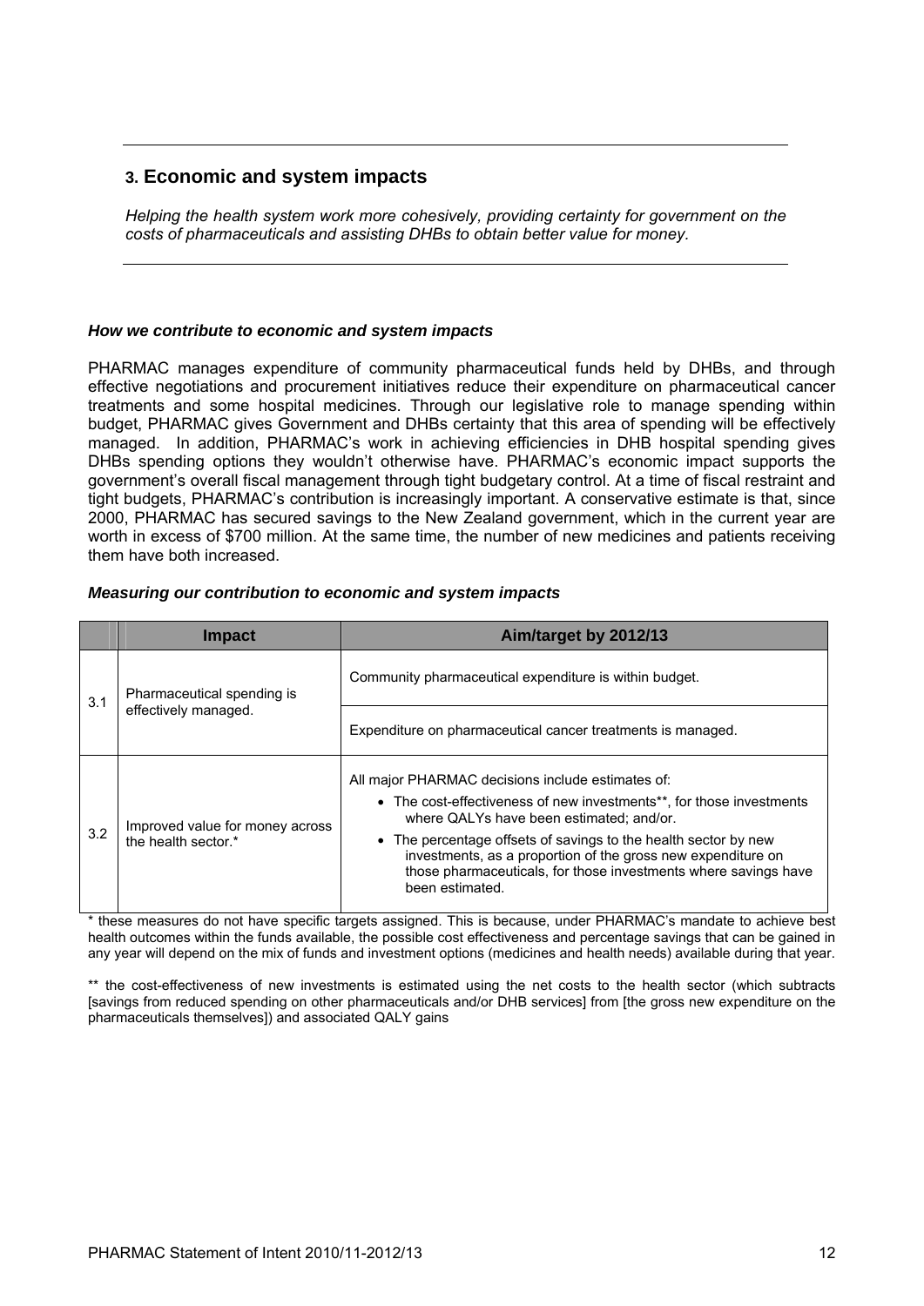## 3. Economic and system impacts

*Helping the health system work more cohesively, providing certainty for government on the costs of pharmaceuticals and assisting DHBs to obtain better value for money.*

### *How we contribute to economic and system impacts*

PHARMAC manages expenditure of community pharmaceutical funds held by DHBs, and through effective negotiations and procurement initiatives reduce their expenditure on pharmaceutical cancer treatments and some hospital medicines. Through our legislative role to manage spending within budget, PHARMAC gives Government and DHBs certainty that this area of spending will be effectively managed. In addition, PHARMAC's work in achieving efficiencies in DHB hospital spending gives DHBs spending options they wouldn't otherwise have. PHARMAC's economic impact supports the government's overall fiscal management through tight budgetary control. At a time of fiscal restraint and tight budgets, PHARMAC's contribution is increasingly important. A conservative estimate is that, since 2000, PHARMAC has secured savings to the New Zealand government, which in the current year are worth in excess of $700 million. At the same time, the number of new medicines and patients receiving them have both increased.

### *Measuring our contribution to economic and system impacts*

| | Impact | Aim/target by 2012/13 |
|---|---|---|
| 3.1 | Pharmaceutical spending is effectively managed. | Community pharmaceutical expenditure is within budget. |
| | | Expenditure on pharmaceutical cancer treatments is managed. |
| 3.2 | Improved value for money across the health sector.* | All major PHARMAC decisions include estimates of:<br>• The cost-effectiveness of new investments**, for those investments where QALYs have been estimated; and/or.<br>• The percentage offsets of savings to the health sector by new investments, as a proportion of the gross new expenditure on those pharmaceuticals, for those investments where savings have been estimated. |

\* these measures do not have specific targets assigned. This is because, under PHARMAC's mandate to achieve best health outcomes within the funds available, the possible cost effectiveness and percentage savings that can be gained in any year will depend on the mix of funds and investment options (medicines and health needs) available during that year.

\** the cost-effectiveness of new investments is estimated using the net costs to the health sector (which subtracts [savings from reduced spending on other pharmaceuticals and/or DHB services] from [the gross new expenditure on the pharmaceuticals themselves]) and associated QALY gains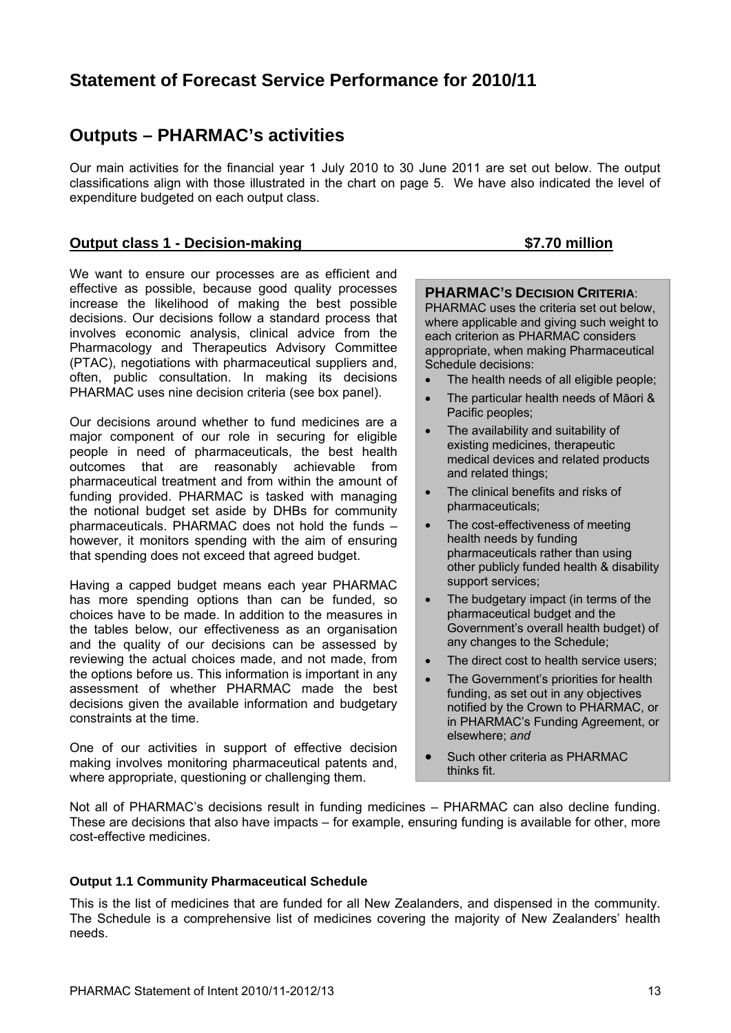# Statement of Forecast Service Performance for 2010/11

## Outputs – PHARMAC's activities

Our main activities for the financial year 1 July 2010 to 30 June 2011 are set out below. The output classifications align with those illustrated in the chart on page 5. We have also indicated the level of expenditure budgeted on each output class.

### Output class 1 - Decision-making $7.70 million

We want to ensure our processes are as efficient and effective as possible, because good quality processes increase the likelihood of making the best possible decisions. Our decisions follow a standard process that involves economic analysis, clinical advice from the Pharmacology and Therapeutics Advisory Committee (PTAC), negotiations with pharmaceutical suppliers and, often, public consultation. In making its decisions PHARMAC uses nine decision criteria (see box panel).

Our decisions around whether to fund medicines are a major component of our role in securing for eligible people in need of pharmaceuticals, the best health outcomes that are reasonably achievable from pharmaceutical treatment and from within the amount of funding provided. PHARMAC is tasked with managing the notional budget set aside by DHBs for community pharmaceuticals. PHARMAC does not hold the funds – however, it monitors spending with the aim of ensuring that spending does not exceed that agreed budget.

Having a capped budget means each year PHARMAC has more spending options than can be funded, so choices have to be made. In addition to the measures in the tables below, our effectiveness as an organisation and the quality of our decisions can be assessed by reviewing the actual choices made, and not made, from the options before us. This information is important in any assessment of whether PHARMAC made the best decisions given the available information and budgetary constraints at the time.

One of our activities in support of effective decision making involves monitoring pharmaceutical patents and, where appropriate, questioning or challenging them.

**PHARMAC'S DECISION CRITERIA**:

PHARMAC uses the criteria set out below, where applicable and giving such weight to each criterion as PHARMAC considers appropriate, when making Pharmaceutical Schedule decisions:

- The health needs of all eligible people;
- The particular health needs of Māori & Pacific peoples;
- The availability and suitability of existing medicines, therapeutic medical devices and related products and related things;
- The clinical benefits and risks of pharmaceuticals;
- The cost-effectiveness of meeting health needs by funding pharmaceuticals rather than using other publicly funded health & disability support services;
- The budgetary impact (in terms of the pharmaceutical budget and the Government's overall health budget) of any changes to the Schedule;
- The direct cost to health service users;
- The Government's priorities for health funding, as set out in any objectives notified by the Crown to PHARMAC, or in PHARMAC's Funding Agreement, or elsewhere; *and*
- Such other criteria as PHARMAC thinks fit.

Not all of PHARMAC's decisions result in funding medicines – PHARMAC can also decline funding. These are decisions that also have impacts – for example, ensuring funding is available for other, more cost-effective medicines.

#### Output 1.1 Community Pharmaceutical Schedule

This is the list of medicines that are funded for all New Zealanders, and dispensed in the community. The Schedule is a comprehensive list of medicines covering the majority of New Zealanders' health needs.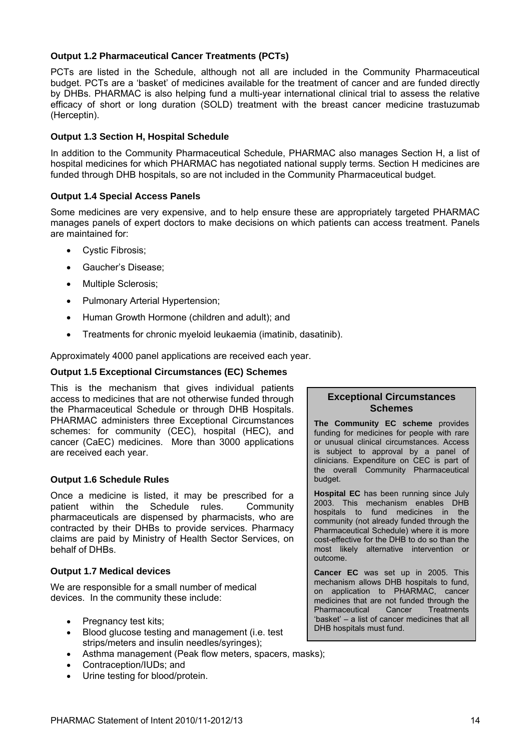#### Output 1.2 Pharmaceutical Cancer Treatments (PCTs)

PCTs are listed in the Schedule, although not all are included in the Community Pharmaceutical budget. PCTs are a 'basket' of medicines available for the treatment of cancer and are funded directly by DHBs. PHARMAC is also helping fund a multi-year international clinical trial to assess the relative efficacy of short or long duration (SOLD) treatment with the breast cancer medicine trastuzumab (Herceptin).

#### Output 1.3 Section H, Hospital Schedule

In addition to the Community Pharmaceutical Schedule, PHARMAC also manages Section H, a list of hospital medicines for which PHARMAC has negotiated national supply terms. Section H medicines are funded through DHB hospitals, so are not included in the Community Pharmaceutical budget.

#### Output 1.4 Special Access Panels

Some medicines are very expensive, and to help ensure these are appropriately targeted PHARMAC manages panels of expert doctors to make decisions on which patients can access treatment. Panels are maintained for:

- Cystic Fibrosis;
- Gaucher's Disease;
- Multiple Sclerosis;
- Pulmonary Arterial Hypertension;
- Human Growth Hormone (children and adult); and
- Treatments for chronic myeloid leukaemia (imatinib, dasatinib).

Approximately 4000 panel applications are received each year.

#### Output 1.5 Exceptional Circumstances (EC) Schemes

This is the mechanism that gives individual patients access to medicines that are not otherwise funded through the Pharmaceutical Schedule or through DHB Hospitals. PHARMAC administers three Exceptional Circumstances schemes: for community (CEC), hospital (HEC), and cancer (CaEC) medicines. More than 3000 applications are received each year.

> **Exceptional Circumstances Schemes**
>
> **The Community EC scheme** provides funding for medicines for people with rare or unusual clinical circumstances. Access is subject to approval by a panel of clinicians. Expenditure on CEC is part of the overall Community Pharmaceutical budget.
>
> **Hospital EC** has been running since July 2003. This mechanism enables DHB hospitals to fund medicines in the community (not already funded through the Pharmaceutical Schedule) where it is more cost-effective for the DHB to do so than the most likely alternative intervention or outcome.
>
> **Cancer EC** was set up in 2005. This mechanism allows DHB hospitals to fund, on application to PHARMAC, cancer medicines that are not funded through the Pharmaceutical Cancer Treatments 'basket' – a list of cancer medicines that all DHB hospitals must fund.

#### Output 1.6 Schedule Rules

Once a medicine is listed, it may be prescribed for a patient within the Schedule rules. Community pharmaceuticals are dispensed by pharmacists, who are contracted by their DHBs to provide services. Pharmacy claims are paid by Ministry of Health Sector Services, on behalf of DHBs.

#### Output 1.7 Medical devices

We are responsible for a small number of medical devices. In the community these include:

- Pregnancy test kits;
- Blood glucose testing and management (i.e. test strips/meters and insulin needles/syringes);
- Asthma management (Peak flow meters, spacers, masks);
- Contraception/IUDs; and
- Urine testing for blood/protein.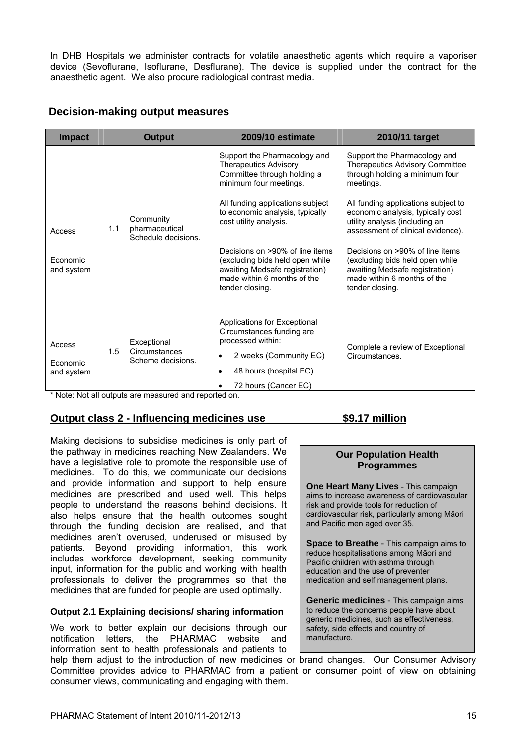In DHB Hospitals we administer contracts for volatile anaesthetic agents which require a vaporiser device (Sevoflurane, Isoflurane, Desflurane). The device is supplied under the contract for the anaesthetic agent. We also procure radiological contrast media.

## Decision-making output measures

| Impact | Output | | 2009/10 estimate | 2010/11 target |
|---|---|---|---|---|
| Access<br><br>Economic and system | 1.1 | Community pharmaceutical Schedule decisions. | Support the Pharmacology and Therapeutics Advisory Committee through holding a minimum four meetings. | Support the Pharmacology and Therapeutics Advisory Committee through holding a minimum four meetings. |
| | | | All funding applications subject to economic analysis, typically cost utility analysis. | All funding applications subject to economic analysis, typically cost utility analysis (including an assessment of clinical evidence). |
| | | | Decisions on >90% of line items (excluding bids held open while awaiting Medsafe registration) made within 6 months of the tender closing. | Decisions on >90% of line items (excluding bids held open while awaiting Medsafe registration) made within 6 months of the tender closing. |
| Access<br><br>Economic and system | 1.5 | Exceptional Circumstances Scheme decisions. | Applications for Exceptional Circumstances funding are processed within:<br>• 2 weeks (Community EC)<br>• 48 hours (hospital EC)<br>• 72 hours (Cancer EC) | Complete a review of Exceptional Circumstances. |

\* Note: Not all outputs are measured and reported on.

## Output class 2 - Influencing medicines use $9.17 million

Making decisions to subsidise medicines is only part of the pathway in medicines reaching New Zealanders. We have a legislative role to promote the responsible use of medicines. To do this, we communicate our decisions and provide information and support to help ensure medicines are prescribed and used well. This helps people to understand the reasons behind decisions. It also helps ensure that the health outcomes sought through the funding decision are realised, and that medicines aren't overused, underused or misused by patients. Beyond providing information, this work includes workforce development, seeking community input, information for the public and working with health professionals to deliver the programmes so that the medicines that are funded for people are used optimally.

> **Our Population Health Programmes**
>
> **One Heart Many Lives** - This campaign aims to increase awareness of cardiovascular risk and provide tools for reduction of cardiovascular risk, particularly among Māori and Pacific men aged over 35.
>
> **Space to Breathe** - This campaign aims to reduce hospitalisations among Māori and Pacific children with asthma through education and the use of preventer medication and self management plans.
>
> **Generic medicines** - This campaign aims to reduce the concerns people have about generic medicines, such as effectiveness, safety, side effects and country of manufacture.

### Output 2.1 Explaining decisions/ sharing information

We work to better explain our decisions through our notification letters, the PHARMAC website and information sent to health professionals and patients to help them adjust to the introduction of new medicines or brand changes. Our Consumer Advisory Committee provides advice to PHARMAC from a patient or consumer point of view on obtaining consumer views, communicating and engaging with them.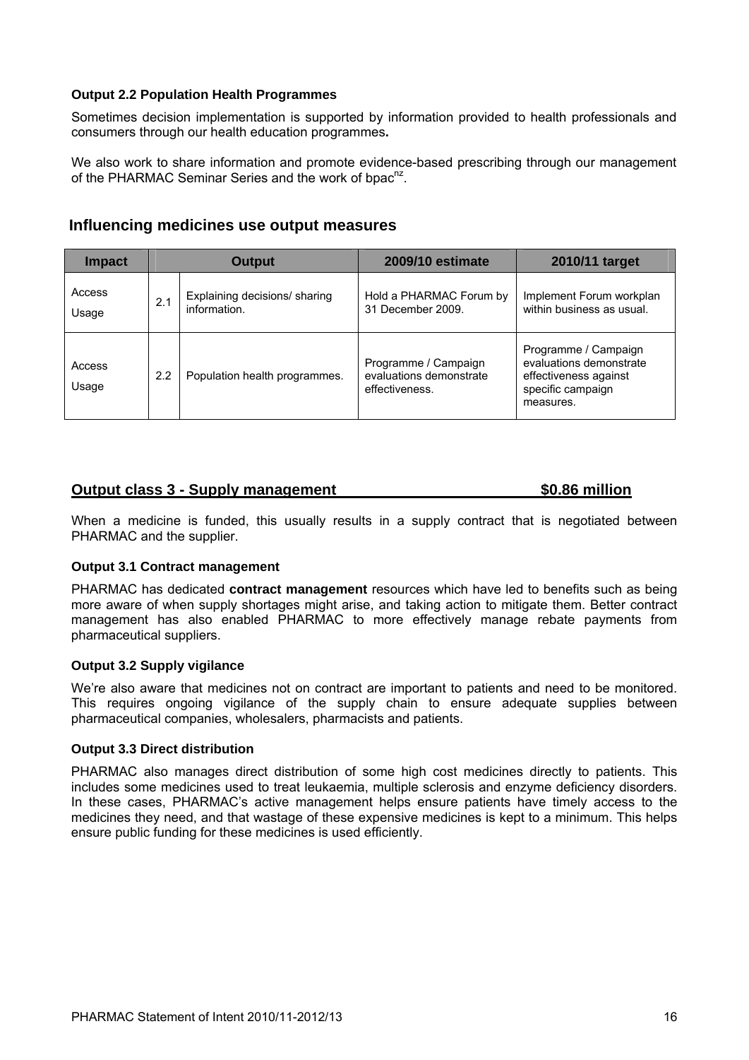#### Output 2.2 Population Health Programmes

Sometimes decision implementation is supported by information provided to health professionals and consumers through our health education programmes**.**

We also work to share information and promote evidence-based prescribing through our management of the PHARMAC Seminar Series and the work of bpac$^{nz}$.

### Influencing medicines use output measures

| Impact | Output | | 2009/10 estimate | 2010/11 target |
|---|---|---|---|---|
| Access<br>Usage | 2.1 | Explaining decisions/ sharing information. | Hold a PHARMAC Forum by 31 December 2009. | Implement Forum workplan within business as usual. |
| Access<br>Usage | 2.2 | Population health programmes. | Programme / Campaign evaluations demonstrate effectiveness. | Programme / Campaign evaluations demonstrate effectiveness against specific campaign measures. |

## Output class 3 - Supply management $0.86 million

When a medicine is funded, this usually results in a supply contract that is negotiated between PHARMAC and the supplier.

#### Output 3.1 Contract management

PHARMAC has dedicated **contract management** resources which have led to benefits such as being more aware of when supply shortages might arise, and taking action to mitigate them. Better contract management has also enabled PHARMAC to more effectively manage rebate payments from pharmaceutical suppliers.

#### Output 3.2 Supply vigilance

We're also aware that medicines not on contract are important to patients and need to be monitored. This requires ongoing vigilance of the supply chain to ensure adequate supplies between pharmaceutical companies, wholesalers, pharmacists and patients.

#### Output 3.3 Direct distribution

PHARMAC also manages direct distribution of some high cost medicines directly to patients. This includes some medicines used to treat leukaemia, multiple sclerosis and enzyme deficiency disorders. In these cases, PHARMAC's active management helps ensure patients have timely access to the medicines they need, and that wastage of these expensive medicines is kept to a minimum. This helps ensure public funding for these medicines is used efficiently.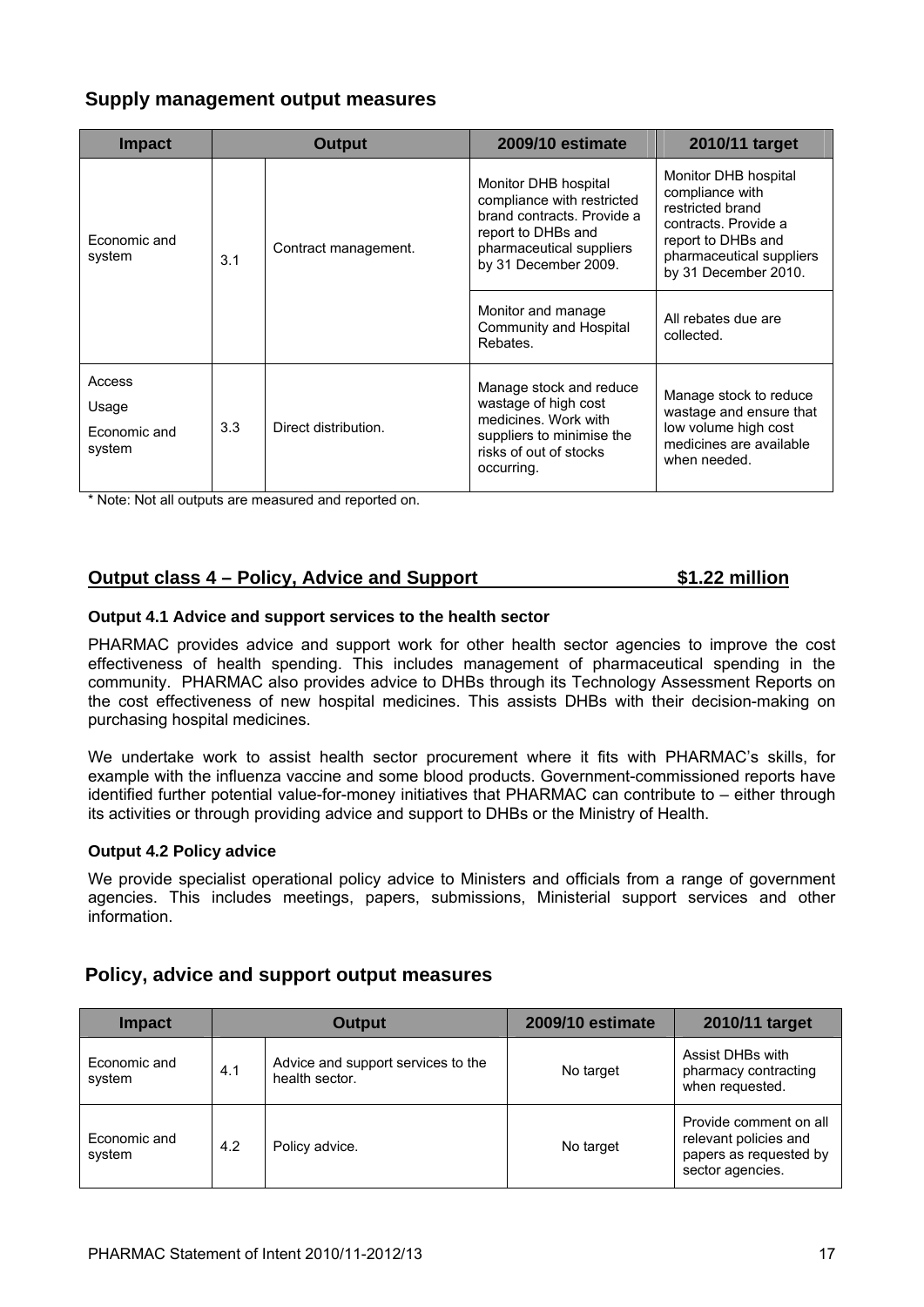## Supply management output measures

| Impact | Output | | 2009/10 estimate | 2010/11 target |
|---|---|---|---|---|
| Economic and system | 3.1 | Contract management. | Monitor DHB hospital compliance with restricted brand contracts. Provide a report to DHBs and pharmaceutical suppliers by 31 December 2009. | Monitor DHB hospital compliance with restricted brand contracts. Provide a report to DHBs and pharmaceutical suppliers by 31 December 2010. |
| | | | Monitor and manage Community and Hospital Rebates. | All rebates due are collected. |
| Access<br>Usage<br>Economic and system | 3.3 | Direct distribution. | Manage stock and reduce wastage of high cost medicines. Work with suppliers to minimise the risks of out of stocks occurring. | Manage stock to reduce wastage and ensure that low volume high cost medicines are available when needed. |

* Note: Not all outputs are measured and reported on.

## Output class 4 – Policy, Advice and Support $1.22 million

### Output 4.1 Advice and support services to the health sector

PHARMAC provides advice and support work for other health sector agencies to improve the cost effectiveness of health spending. This includes management of pharmaceutical spending in the community. PHARMAC also provides advice to DHBs through its Technology Assessment Reports on the cost effectiveness of new hospital medicines. This assists DHBs with their decision-making on purchasing hospital medicines.

We undertake work to assist health sector procurement where it fits with PHARMAC's skills, for example with the influenza vaccine and some blood products. Government-commissioned reports have identified further potential value-for-money initiatives that PHARMAC can contribute to – either through its activities or through providing advice and support to DHBs or the Ministry of Health.

### Output 4.2 Policy advice

We provide specialist operational policy advice to Ministers and officials from a range of government agencies. This includes meetings, papers, submissions, Ministerial support services and other information.

## Policy, advice and support output measures

| Impact | Output | | 2009/10 estimate | 2010/11 target |
|---|---|---|---|---|
| Economic and system | 4.1 | Advice and support services to the health sector. | No target | Assist DHBs with pharmacy contracting when requested. |
| Economic and system | 4.2 | Policy advice. | No target | Provide comment on all relevant policies and papers as requested by sector agencies. |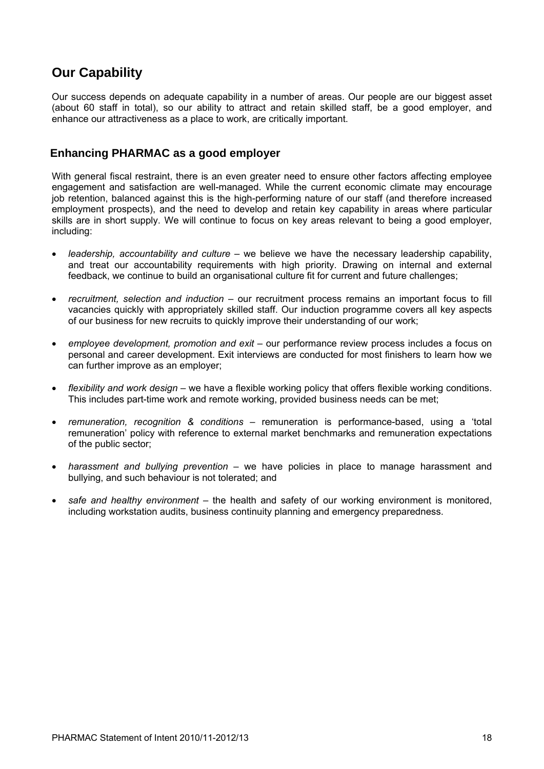## Our Capability

Our success depends on adequate capability in a number of areas. Our people are our biggest asset (about 60 staff in total), so our ability to attract and retain skilled staff, be a good employer, and enhance our attractiveness as a place to work, are critically important.

### Enhancing PHARMAC as a good employer

With general fiscal restraint, there is an even greater need to ensure other factors affecting employee engagement and satisfaction are well-managed. While the current economic climate may encourage job retention, balanced against this is the high-performing nature of our staff (and therefore increased employment prospects), and the need to develop and retain key capability in areas where particular skills are in short supply. We will continue to focus on key areas relevant to being a good employer, including:

- *leadership, accountability and culture* – we believe we have the necessary leadership capability, and treat our accountability requirements with high priority. Drawing on internal and external feedback, we continue to build an organisational culture fit for current and future challenges;
- *recruitment, selection and induction* – our recruitment process remains an important focus to fill vacancies quickly with appropriately skilled staff. Our induction programme covers all key aspects of our business for new recruits to quickly improve their understanding of our work;
- *employee development, promotion and exit* – our performance review process includes a focus on personal and career development. Exit interviews are conducted for most finishers to learn how we can further improve as an employer;
- *flexibility and work design* – we have a flexible working policy that offers flexible working conditions. This includes part-time work and remote working, provided business needs can be met;
- *remuneration, recognition & conditions* – remuneration is performance-based, using a 'total remuneration' policy with reference to external market benchmarks and remuneration expectations of the public sector;
- *harassment and bullying prevention* – we have policies in place to manage harassment and bullying, and such behaviour is not tolerated; and
- *safe and healthy environment* – the health and safety of our working environment is monitored, including workstation audits, business continuity planning and emergency preparedness.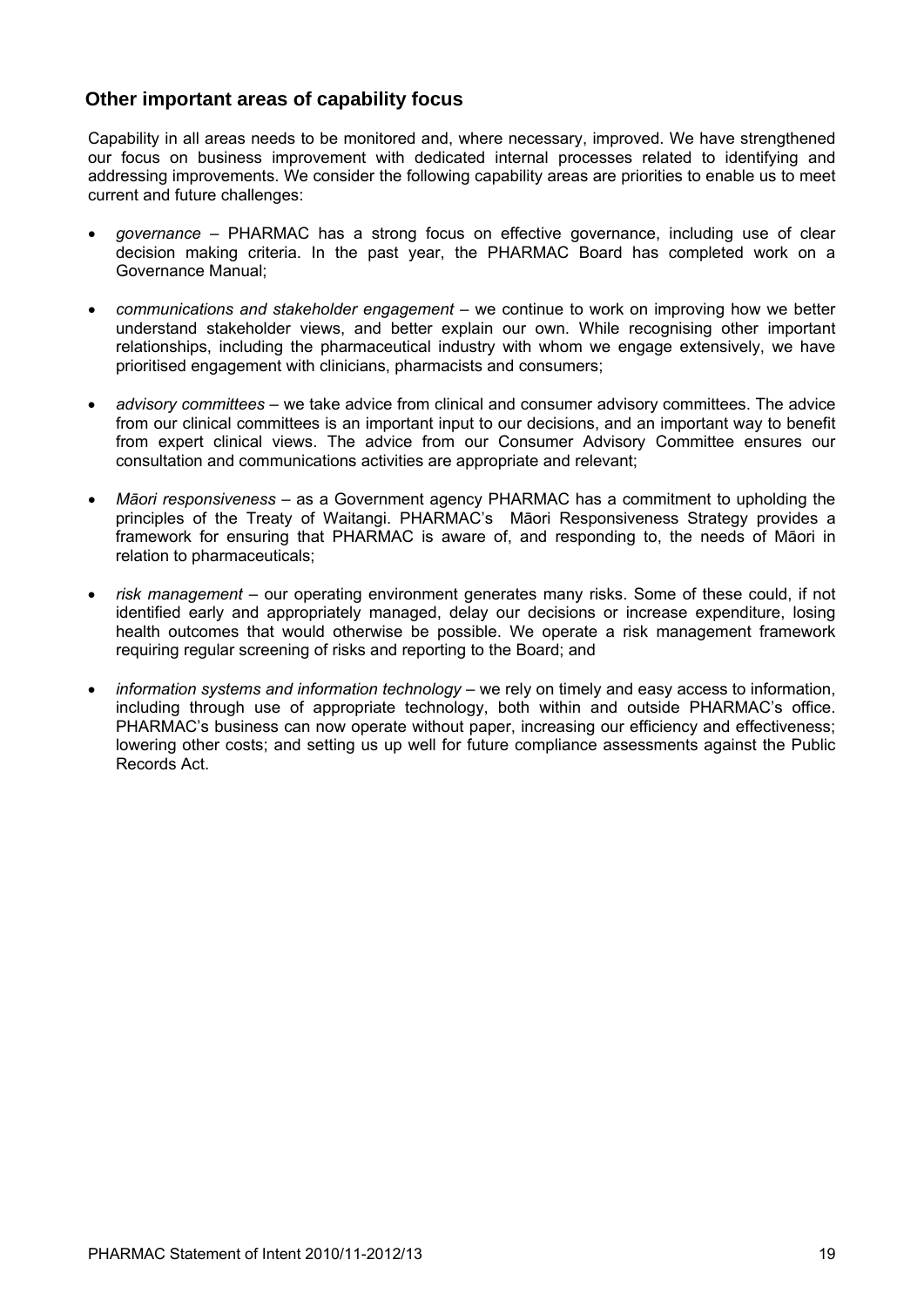## Other important areas of capability focus

Capability in all areas needs to be monitored and, where necessary, improved. We have strengthened our focus on business improvement with dedicated internal processes related to identifying and addressing improvements. We consider the following capability areas are priorities to enable us to meet current and future challenges:

- *governance* – PHARMAC has a strong focus on effective governance, including use of clear decision making criteria. In the past year, the PHARMAC Board has completed work on a Governance Manual;
- *communications and stakeholder engagement* – we continue to work on improving how we better understand stakeholder views, and better explain our own. While recognising other important relationships, including the pharmaceutical industry with whom we engage extensively, we have prioritised engagement with clinicians, pharmacists and consumers;
- *advisory committees* – we take advice from clinical and consumer advisory committees. The advice from our clinical committees is an important input to our decisions, and an important way to benefit from expert clinical views. The advice from our Consumer Advisory Committee ensures our consultation and communications activities are appropriate and relevant;
- *Māori responsiveness* – as a Government agency PHARMAC has a commitment to upholding the principles of the Treaty of Waitangi. PHARMAC's Māori Responsiveness Strategy provides a framework for ensuring that PHARMAC is aware of, and responding to, the needs of Māori in relation to pharmaceuticals;
- *risk management* – our operating environment generates many risks. Some of these could, if not identified early and appropriately managed, delay our decisions or increase expenditure, losing health outcomes that would otherwise be possible. We operate a risk management framework requiring regular screening of risks and reporting to the Board; and
- *information systems and information technology* – we rely on timely and easy access to information, including through use of appropriate technology, both within and outside PHARMAC's office. PHARMAC's business can now operate without paper, increasing our efficiency and effectiveness; lowering other costs; and setting us up well for future compliance assessments against the Public Records Act.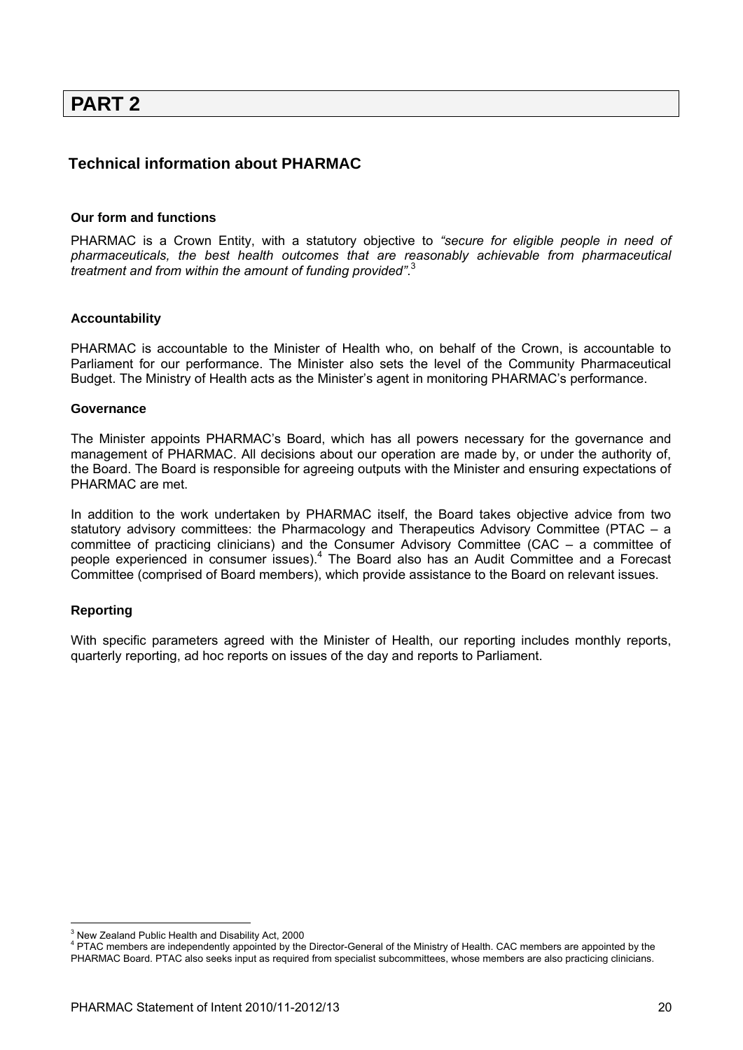# PART 2

## Technical information about PHARMAC

### Our form and functions

PHARMAC is a Crown Entity, with a statutory objective to *"secure for eligible people in need of pharmaceuticals, the best health outcomes that are reasonably achievable from pharmaceutical treatment and from within the amount of funding provided"*.[3]

### Accountability

PHARMAC is accountable to the Minister of Health who, on behalf of the Crown, is accountable to Parliament for our performance. The Minister also sets the level of the Community Pharmaceutical Budget. The Ministry of Health acts as the Minister's agent in monitoring PHARMAC's performance.

### Governance

The Minister appoints PHARMAC's Board, which has all powers necessary for the governance and management of PHARMAC. All decisions about our operation are made by, or under the authority of, the Board. The Board is responsible for agreeing outputs with the Minister and ensuring expectations of PHARMAC are met.

In addition to the work undertaken by PHARMAC itself, the Board takes objective advice from two statutory advisory committees: the Pharmacology and Therapeutics Advisory Committee (PTAC – a committee of practicing clinicians) and the Consumer Advisory Committee (CAC – a committee of people experienced in consumer issues).[4] The Board also has an Audit Committee and a Forecast Committee (comprised of Board members), which provide assistance to the Board on relevant issues.

### Reporting

With specific parameters agreed with the Minister of Health, our reporting includes monthly reports, quarterly reporting, ad hoc reports on issues of the day and reports to Parliament.

---

[3] New Zealand Public Health and Disability Act, 2000

[4] PTAC members are independently appointed by the Director-General of the Ministry of Health. CAC members are appointed by the PHARMAC Board. PTAC also seeks input as required from specialist subcommittees, whose members are also practicing clinicians.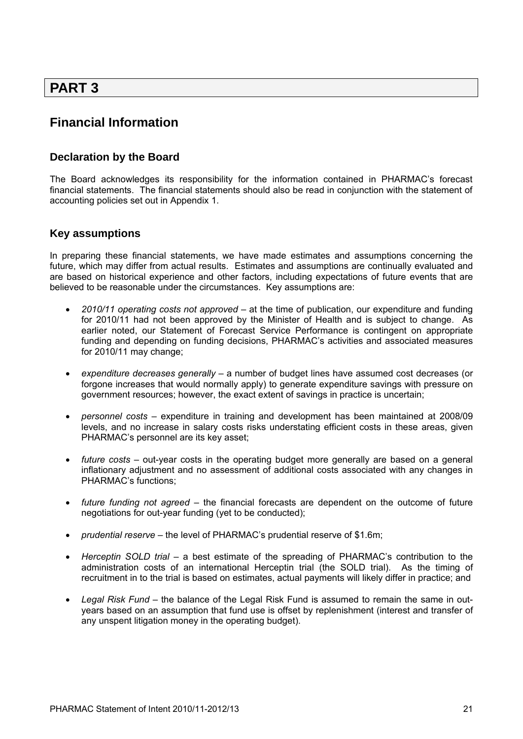# PART 3

## Financial Information

### Declaration by the Board

The Board acknowledges its responsibility for the information contained in PHARMAC's forecast financial statements. The financial statements should also be read in conjunction with the statement of accounting policies set out in Appendix 1.

### Key assumptions

In preparing these financial statements, we have made estimates and assumptions concerning the future, which may differ from actual results. Estimates and assumptions are continually evaluated and are based on historical experience and other factors, including expectations of future events that are believed to be reasonable under the circumstances. Key assumptions are:

- *2010/11 operating costs not approved* – at the time of publication, our expenditure and funding for 2010/11 had not been approved by the Minister of Health and is subject to change. As earlier noted, our Statement of Forecast Service Performance is contingent on appropriate funding and depending on funding decisions, PHARMAC's activities and associated measures for 2010/11 may change;

- *expenditure decreases generally* – a number of budget lines have assumed cost decreases (or forgone increases that would normally apply) to generate expenditure savings with pressure on government resources; however, the exact extent of savings in practice is uncertain;

- *personnel costs* – expenditure in training and development has been maintained at 2008/09 levels, and no increase in salary costs risks understating efficient costs in these areas, given PHARMAC's personnel are its key asset;

- *future costs* – out-year costs in the operating budget more generally are based on a general inflationary adjustment and no assessment of additional costs associated with any changes in PHARMAC's functions;

- *future funding not agreed* – the financial forecasts are dependent on the outcome of future negotiations for out-year funding (yet to be conducted);

- *prudential reserve* – the level of PHARMAC's prudential reserve of $1.6m;

- *Herceptin SOLD trial* – a best estimate of the spreading of PHARMAC's contribution to the administration costs of an international Herceptin trial (the SOLD trial). As the timing of recruitment in to the trial is based on estimates, actual payments will likely differ in practice; and

- *Legal Risk Fund* – the balance of the Legal Risk Fund is assumed to remain the same in out-years based on an assumption that fund use is offset by replenishment (interest and transfer of any unspent litigation money in the operating budget).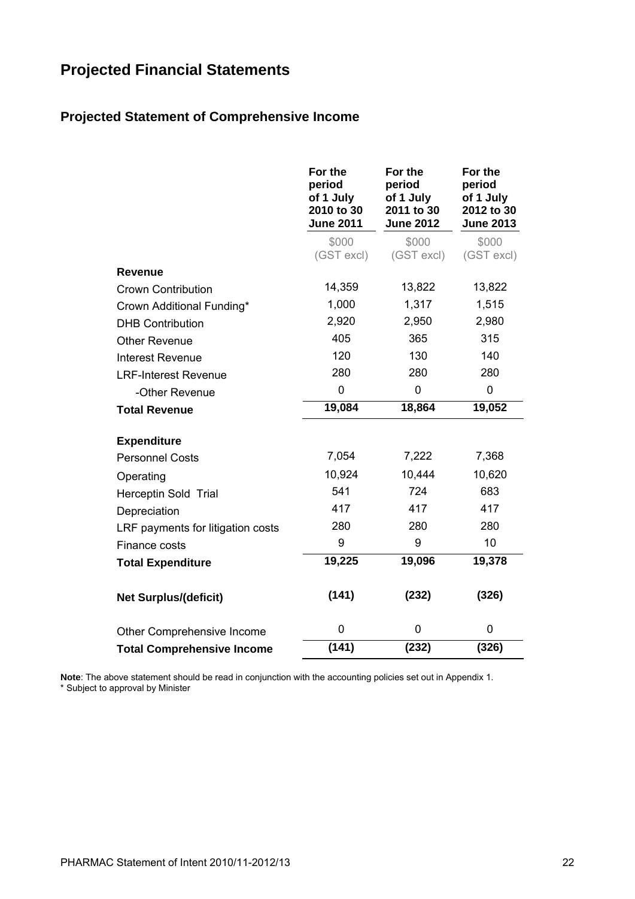# Projected Financial Statements

## Projected Statement of Comprehensive Income

| | For the period of 1 July 2010 to 30 June 2011 | For the period of 1 July 2011 to 30 June 2012 | For the period of 1 July 2012 to 30 June 2013 |
|---|---|---|---|
| | $000 (GST excl) | $000 (GST excl) | $000 (GST excl) |
| **Revenue** | | | |
| Crown Contribution | 14,359 | 13,822 | 13,822 |
| Crown Additional Funding* | 1,000 | 1,317 | 1,515 |
| DHB Contribution | 2,920 | 2,950 | 2,980 |
| Other Revenue | 405 | 365 | 315 |
| Interest Revenue | 120 | 130 | 140 |
| LRF-Interest Revenue | 280 | 280 | 280 |
| -Other Revenue | 0 | 0 | 0 |
| **Total Revenue** | **19,084** | **18,864** | **19,052** |
| | | | |
| **Expenditure** | | | |
| Personnel Costs | 7,054 | 7,222 | 7,368 |
| Operating | 10,924 | 10,444 | 10,620 |
| Herceptin Sold Trial | 541 | 724 | 683 |
| Depreciation | 417 | 417 | 417 |
| LRF payments for litigation costs | 280 | 280 | 280 |
| Finance costs | 9 | 9 | 10 |
| **Total Expenditure** | **19,225** | **19,096** | **19,378** |
| | | | |
| **Net Surplus/(deficit)** | **(141)** | **(232)** | **(326)** |
| | | | |
| Other Comprehensive Income | 0 | 0 | 0 |
| **Total Comprehensive Income** | **(141)** | **(232)** | **(326)** |

**Note**: The above statement should be read in conjunction with the accounting policies set out in Appendix 1.
* Subject to approval by Minister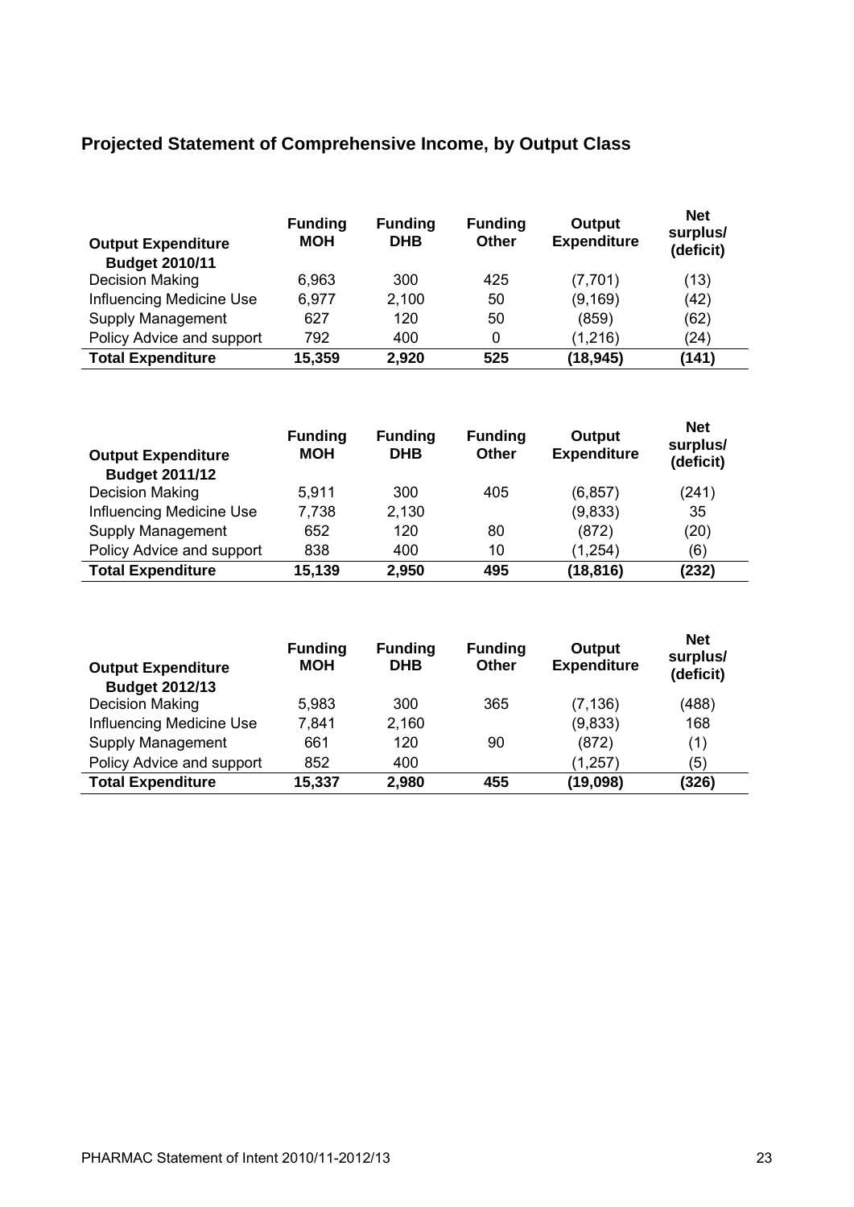## Projected Statement of Comprehensive Income, by Output Class

| Output Expenditure Budget 2010/11 | Funding MOH | Funding DHB | Funding Other | Output Expenditure | Net surplus/ (deficit) |
|---|---|---|---|---|---|
| Decision Making | 6,963 | 300 | 425 | (7,701) | (13) |
| Influencing Medicine Use | 6,977 | 2,100 | 50 | (9,169) | (42) |
| Supply Management | 627 | 120 | 50 | (859) | (62) |
| Policy Advice and support | 792 | 400 | 0 | (1,216) | (24) |
| **Total Expenditure** | **15,359** | **2,920** | **525** | **(18,945)** | **(141)** |

| Output Expenditure Budget 2011/12 | Funding MOH | Funding DHB | Funding Other | Output Expenditure | Net surplus/ (deficit) |
|---|---|---|---|---|---|
| Decision Making | 5,911 | 300 | 405 | (6,857) | (241) |
| Influencing Medicine Use | 7,738 | 2,130 | | (9,833) | 35 |
| Supply Management | 652 | 120 | 80 | (872) | (20) |
| Policy Advice and support | 838 | 400 | 10 | (1,254) | (6) |
| **Total Expenditure** | **15,139** | **2,950** | **495** | **(18,816)** | **(232)** |

| Output Expenditure Budget 2012/13 | Funding MOH | Funding DHB | Funding Other | Output Expenditure | Net surplus/ (deficit) |
|---|---|---|---|---|---|
| Decision Making | 5,983 | 300 | 365 | (7,136) | (488) |
| Influencing Medicine Use | 7,841 | 2,160 | | (9,833) | 168 |
| Supply Management | 661 | 120 | 90 | (872) | (1) |
| Policy Advice and support | 852 | 400 | | (1,257) | (5) |
| **Total Expenditure** | **15,337** | **2,980** | **455** | **(19,098)** | **(326)** |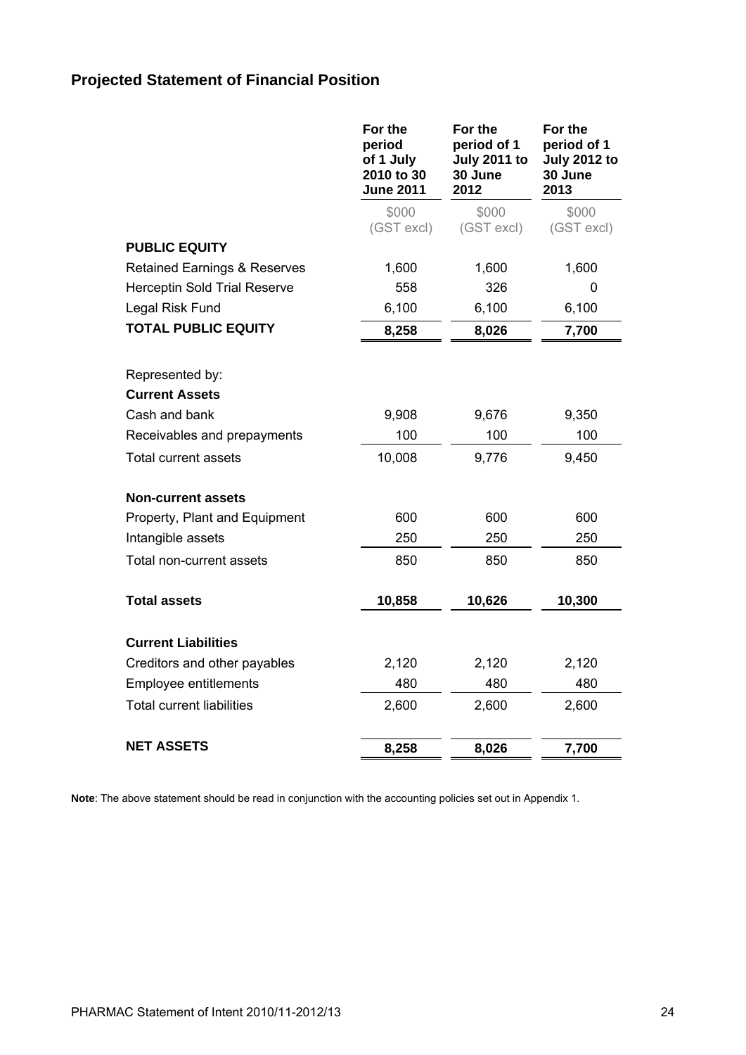## Projected Statement of Financial Position

| | For the period of 1 July 2010 to 30 June 2011 | For the period of 1 July 2011 to 30 June 2012 | For the period of 1 July 2012 to 30 June 2013 |
|---|---|---|---|
| | $000 (GST excl) | $000 (GST excl) | $000 (GST excl) |
| **PUBLIC EQUITY** | | | |
| Retained Earnings & Reserves | 1,600 | 1,600 | 1,600 |
| Herceptin Sold Trial Reserve | 558 | 326 | 0 |
| Legal Risk Fund | 6,100 | 6,100 | 6,100 |
| **TOTAL PUBLIC EQUITY** | **8,258** | **8,026** | **7,700** |
| | | | |
| Represented by: | | | |
| **Current Assets** | | | |
| Cash and bank | 9,908 | 9,676 | 9,350 |
| Receivables and prepayments | 100 | 100 | 100 |
| Total current assets | 10,008 | 9,776 | 9,450 |
| | | | |
| **Non-current assets** | | | |
| Property, Plant and Equipment | 600 | 600 | 600 |
| Intangible assets | 250 | 250 | 250 |
| Total non-current assets | 850 | 850 | 850 |
| | | | |
| **Total assets** | **10,858** | **10,626** | **10,300** |
| | | | |
| **Current Liabilities** | | | |
| Creditors and other payables | 2,120 | 2,120 | 2,120 |
| Employee entitlements | 480 | 480 | 480 |
| Total current liabilities | 2,600 | 2,600 | 2,600 |
| | | | |
| **NET ASSETS** | **8,258** | **8,026** | **7,700** |

**Note**: The above statement should be read in conjunction with the accounting policies set out in Appendix 1.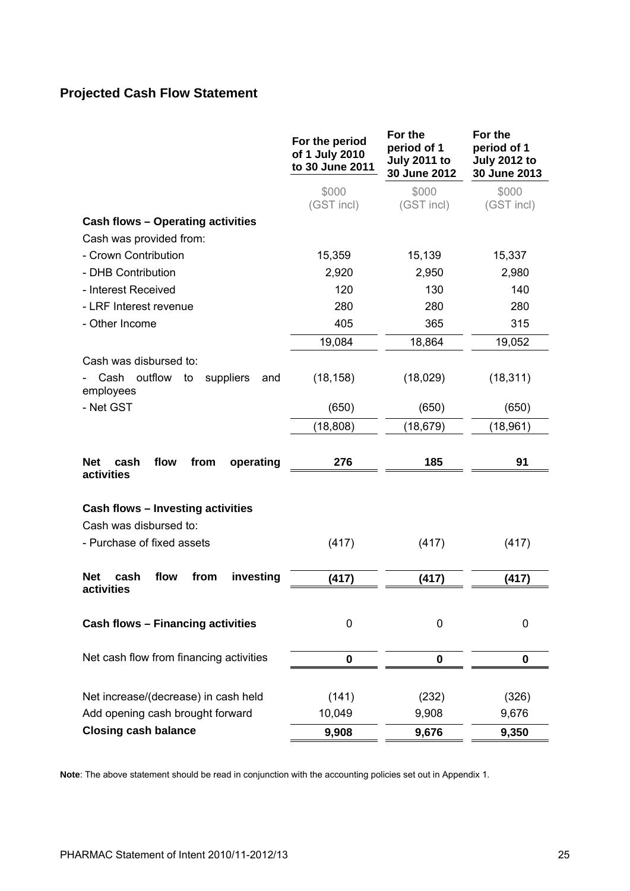## Projected Cash Flow Statement

| | For the period of 1 July 2010 to 30 June 2011 | For the period of 1 July 2011 to 30 June 2012 | For the period of 1 July 2012 to 30 June 2013 |
|---|---|---|---|
| | $000 (GST incl) | $000 (GST incl) | $000 (GST incl) |
| **Cash flows – Operating activities** | | | |
| Cash was provided from: | | | |
| - Crown Contribution | 15,359 | 15,139 | 15,337 |
| - DHB Contribution | 2,920 | 2,950 | 2,980 |
| - Interest Received | 120 | 130 | 140 |
| - LRF Interest revenue | 280 | 280 | 280 |
| - Other Income | 405 | 365 | 315 |
| | 19,084 | 18,864 | 19,052 |
| Cash was disbursed to: | | | |
| - Cash outflow to suppliers and employees | (18,158) | (18,029) | (18,311) |
| - Net GST | (650) | (650) | (650) |
| | (18,808) | (18,679) | (18,961) |
| **Net cash flow from operating activities** | **276** | **185** | **91** |
| **Cash flows – Investing activities** | | | |
| Cash was disbursed to: | | | |
| - Purchase of fixed assets | (417) | (417) | (417) |
| **Net cash flow from investing activities** | **(417)** | **(417)** | **(417)** |
| **Cash flows – Financing activities** | 0 | 0 | 0 |
| Net cash flow from financing activities | **0** | **0** | **0** |
| Net increase/(decrease) in cash held | (141) | (232) | (326) |
| Add opening cash brought forward | 10,049 | 9,908 | 9,676 |
| **Closing cash balance** | **9,908** | **9,676** | **9,350** |

**Note**: The above statement should be read in conjunction with the accounting policies set out in Appendix 1.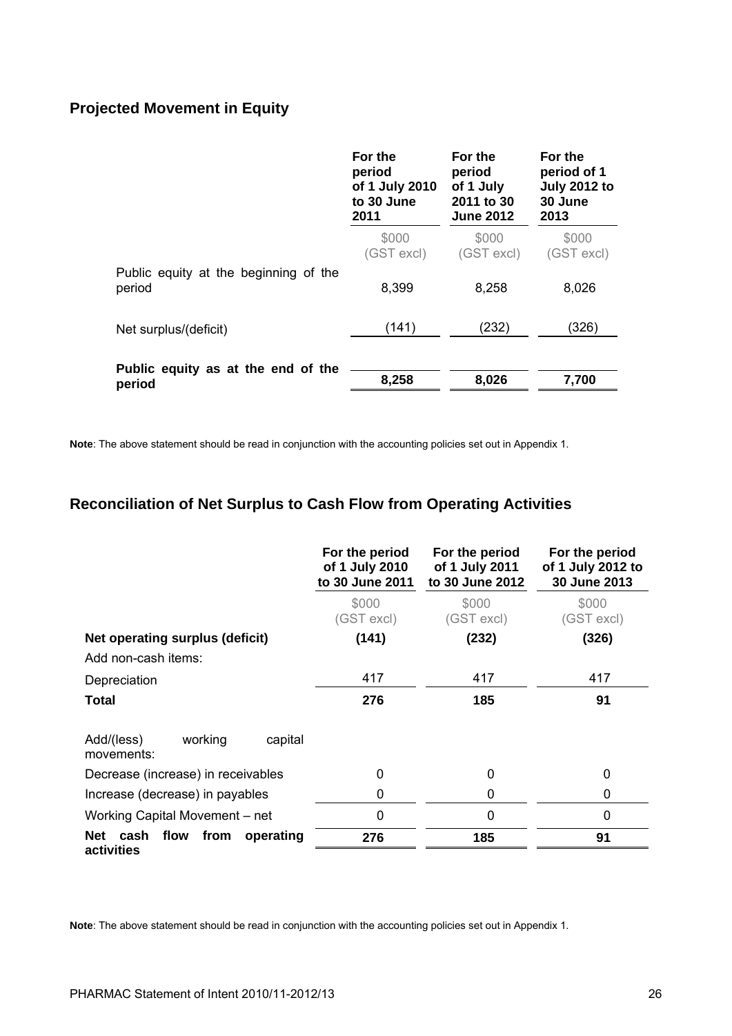## Projected Movement in Equity

| | For the period of 1 July 2010 to 30 June 2011 | For the period of 1 July 2011 to 30 June 2012 | For the period of 1 July 2012 to 30 June 2013 |
|---|---|---|---|
| | $000 (GST excl) | $000 (GST excl) | $000 (GST excl) |
| Public equity at the beginning of the period | 8,399 | 8,258 | 8,026 |
| Net surplus/(deficit) | (141) | (232) | (326) |
| **Public equity as at the end of the period** | **8,258** | **8,026** | **7,700** |

**Note**: The above statement should be read in conjunction with the accounting policies set out in Appendix 1.

## Reconciliation of Net Surplus to Cash Flow from Operating Activities

| | For the period of 1 July 2010 to 30 June 2011 | For the period of 1 July 2011 to 30 June 2012 | For the period of 1 July 2012 to 30 June 2013 |
|---|---|---|---|
| | $000 (GST excl) | $000 (GST excl) | $000 (GST excl) |
| **Net operating surplus (deficit)** | **(141)** | **(232)** | **(326)** |
| Add non-cash items: | | | |
| Depreciation | 417 | 417 | 417 |
| **Total** | **276** | **185** | **91** |
| Add/(less) working capital movements: | | | |
| Decrease (increase) in receivables | 0 | 0 | 0 |
| Increase (decrease) in payables | 0 | 0 | 0 |
| Working Capital Movement – net | 0 | 0 | 0 |
| **Net cash flow from operating activities** | **276** | **185** | **91** |

**Note**: The above statement should be read in conjunction with the accounting policies set out in Appendix 1.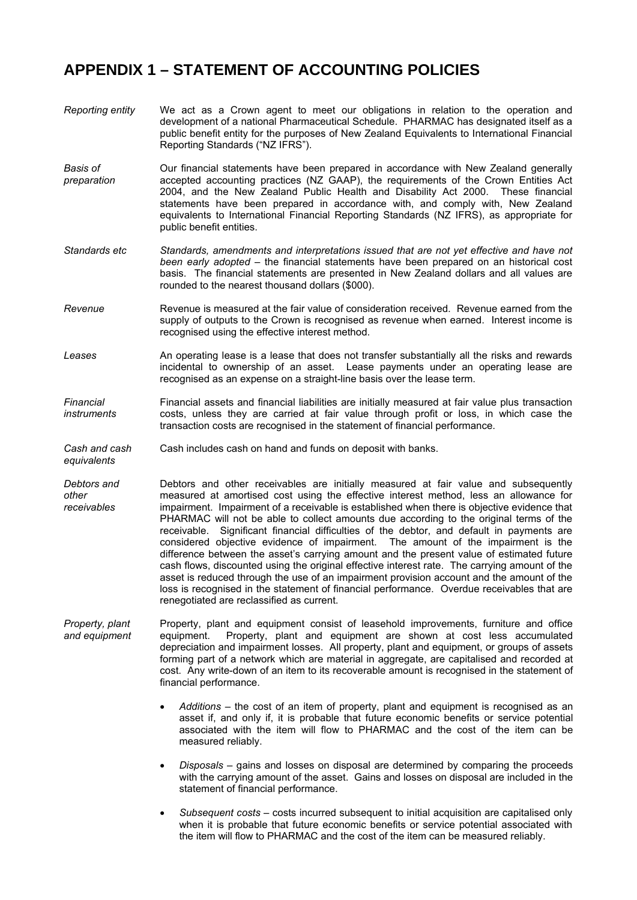# APPENDIX 1 – STATEMENT OF ACCOUNTING POLICIES

*Reporting entity*

We act as a Crown agent to meet our obligations in relation to the operation and development of a national Pharmaceutical Schedule. PHARMAC has designated itself as a public benefit entity for the purposes of New Zealand Equivalents to International Financial Reporting Standards ("NZ IFRS").

*Basis of preparation*

Our financial statements have been prepared in accordance with New Zealand generally accepted accounting practices (NZ GAAP), the requirements of the Crown Entities Act 2004, and the New Zealand Public Health and Disability Act 2000. These financial statements have been prepared in accordance with, and comply with, New Zealand equivalents to International Financial Reporting Standards (NZ IFRS), as appropriate for public benefit entities.

*Standards etc*

*Standards, amendments and interpretations issued that are not yet effective and have not been early adopted* – the financial statements have been prepared on an historical cost basis. The financial statements are presented in New Zealand dollars and all values are rounded to the nearest thousand dollars ($000).

*Revenue*

Revenue is measured at the fair value of consideration received. Revenue earned from the supply of outputs to the Crown is recognised as revenue when earned. Interest income is recognised using the effective interest method.

*Leases*

An operating lease is a lease that does not transfer substantially all the risks and rewards incidental to ownership of an asset. Lease payments under an operating lease are recognised as an expense on a straight-line basis over the lease term.

*Financial instruments*

Financial assets and financial liabilities are initially measured at fair value plus transaction costs, unless they are carried at fair value through profit or loss, in which case the transaction costs are recognised in the statement of financial performance.

*Cash and cash equivalents*

Cash includes cash on hand and funds on deposit with banks.

*Debtors and other receivables*

Debtors and other receivables are initially measured at fair value and subsequently measured at amortised cost using the effective interest method, less an allowance for impairment. Impairment of a receivable is established when there is objective evidence that PHARMAC will not be able to collect amounts due according to the original terms of the receivable. Significant financial difficulties of the debtor, and default in payments are considered objective evidence of impairment. The amount of the impairment is the difference between the asset's carrying amount and the present value of estimated future cash flows, discounted using the original effective interest rate. The carrying amount of the asset is reduced through the use of an impairment provision account and the amount of the loss is recognised in the statement of financial performance. Overdue receivables that are renegotiated are reclassified as current.

*Property, plant and equipment*

Property, plant and equipment consist of leasehold improvements, furniture and office equipment. Property, plant and equipment are shown at cost less accumulated depreciation and impairment losses. All property, plant and equipment, or groups of assets forming part of a network which are material in aggregate, are capitalised and recorded at cost. Any write-down of an item to its recoverable amount is recognised in the statement of financial performance.

- *Additions* – the cost of an item of property, plant and equipment is recognised as an asset if, and only if, it is probable that future economic benefits or service potential associated with the item will flow to PHARMAC and the cost of the item can be measured reliably.
- *Disposals* – gains and losses on disposal are determined by comparing the proceeds with the carrying amount of the asset. Gains and losses on disposal are included in the statement of financial performance.
- *Subsequent costs* – costs incurred subsequent to initial acquisition are capitalised only when it is probable that future economic benefits or service potential associated with the item will flow to PHARMAC and the cost of the item can be measured reliably.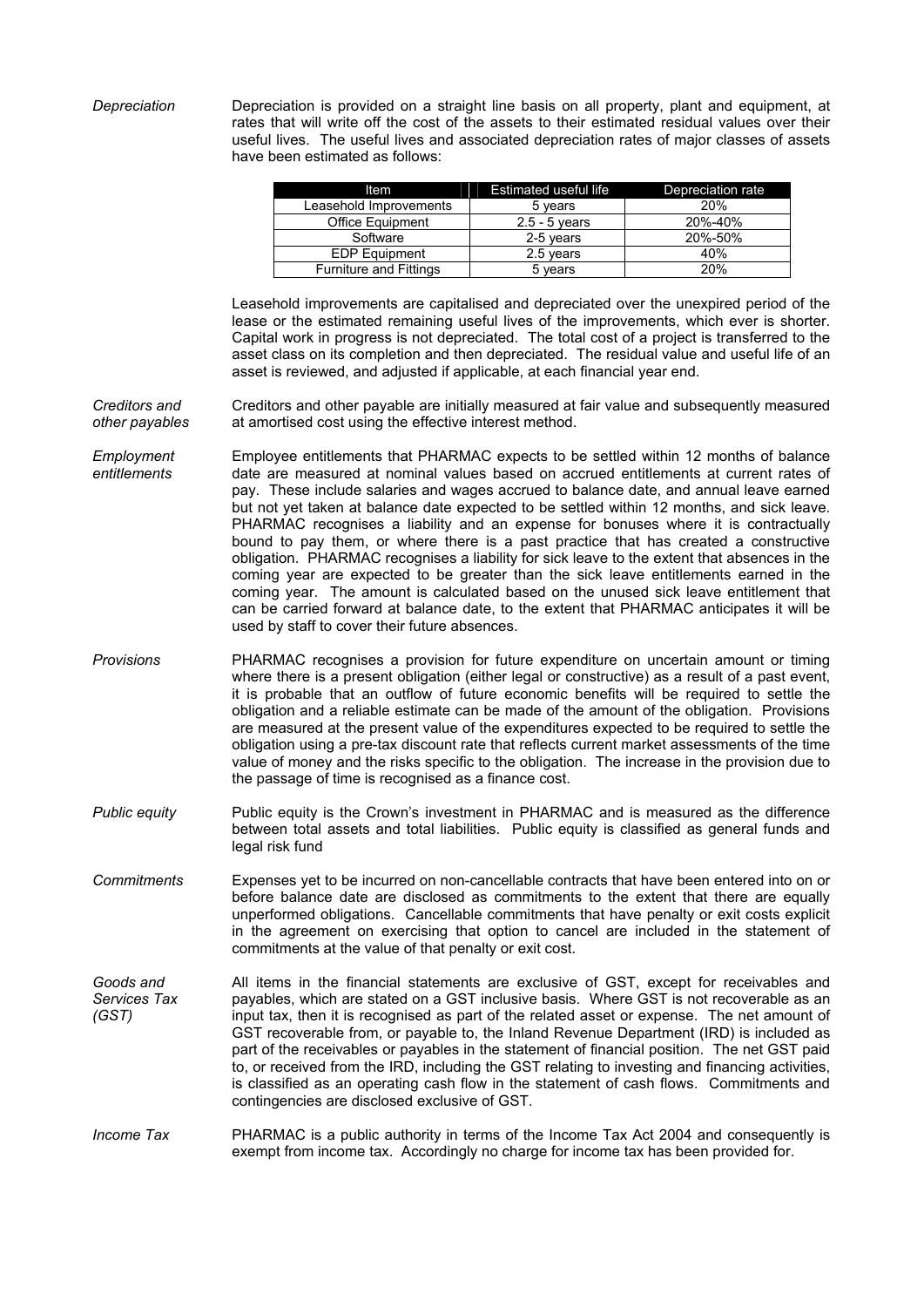*Depreciation*

Depreciation is provided on a straight line basis on all property, plant and equipment, at rates that will write off the cost of the assets to their estimated residual values over their useful lives. The useful lives and associated depreciation rates of major classes of assets have been estimated as follows:

| Item | Estimated useful life | Depreciation rate |
|---|---|---|
| Leasehold Improvements | 5 years | 20% |
| Office Equipment | 2.5 - 5 years | 20%-40% |
| Software | 2-5 years | 20%-50% |
| EDP Equipment | 2.5 years | 40% |
| Furniture and Fittings | 5 years | 20% |

Leasehold improvements are capitalised and depreciated over the unexpired period of the lease or the estimated remaining useful lives of the improvements, which ever is shorter. Capital work in progress is not depreciated. The total cost of a project is transferred to the asset class on its completion and then depreciated. The residual value and useful life of an asset is reviewed, and adjusted if applicable, at each financial year end.

*Creditors and other payables*

Creditors and other payable are initially measured at fair value and subsequently measured at amortised cost using the effective interest method.

*Employment entitlements*

Employee entitlements that PHARMAC expects to be settled within 12 months of balance date are measured at nominal values based on accrued entitlements at current rates of pay. These include salaries and wages accrued to balance date, and annual leave earned but not yet taken at balance date expected to be settled within 12 months, and sick leave. PHARMAC recognises a liability and an expense for bonuses where it is contractually bound to pay them, or where there is a past practice that has created a constructive obligation. PHARMAC recognises a liability for sick leave to the extent that absences in the coming year are expected to be greater than the sick leave entitlements earned in the coming year. The amount is calculated based on the unused sick leave entitlement that can be carried forward at balance date, to the extent that PHARMAC anticipates it will be used by staff to cover their future absences.

*Provisions*

PHARMAC recognises a provision for future expenditure on uncertain amount or timing where there is a present obligation (either legal or constructive) as a result of a past event, it is probable that an outflow of future economic benefits will be required to settle the obligation and a reliable estimate can be made of the amount of the obligation. Provisions are measured at the present value of the expenditures expected to be required to settle the obligation using a pre-tax discount rate that reflects current market assessments of the time value of money and the risks specific to the obligation. The increase in the provision due to the passage of time is recognised as a finance cost.

*Public equity*

Public equity is the Crown's investment in PHARMAC and is measured as the difference between total assets and total liabilities. Public equity is classified as general funds and legal risk fund

*Commitments*

Expenses yet to be incurred on non-cancellable contracts that have been entered into on or before balance date are disclosed as commitments to the extent that there are equally unperformed obligations. Cancellable commitments that have penalty or exit costs explicit in the agreement on exercising that option to cancel are included in the statement of commitments at the value of that penalty or exit cost.

*Goods and Services Tax (GST)*

All items in the financial statements are exclusive of GST, except for receivables and payables, which are stated on a GST inclusive basis. Where GST is not recoverable as an input tax, then it is recognised as part of the related asset or expense. The net amount of GST recoverable from, or payable to, the Inland Revenue Department (IRD) is included as part of the receivables or payables in the statement of financial position. The net GST paid to, or received from the IRD, including the GST relating to investing and financing activities, is classified as an operating cash flow in the statement of cash flows. Commitments and contingencies are disclosed exclusive of GST.

*Income Tax*

PHARMAC is a public authority in terms of the Income Tax Act 2004 and consequently is exempt from income tax. Accordingly no charge for income tax has been provided for.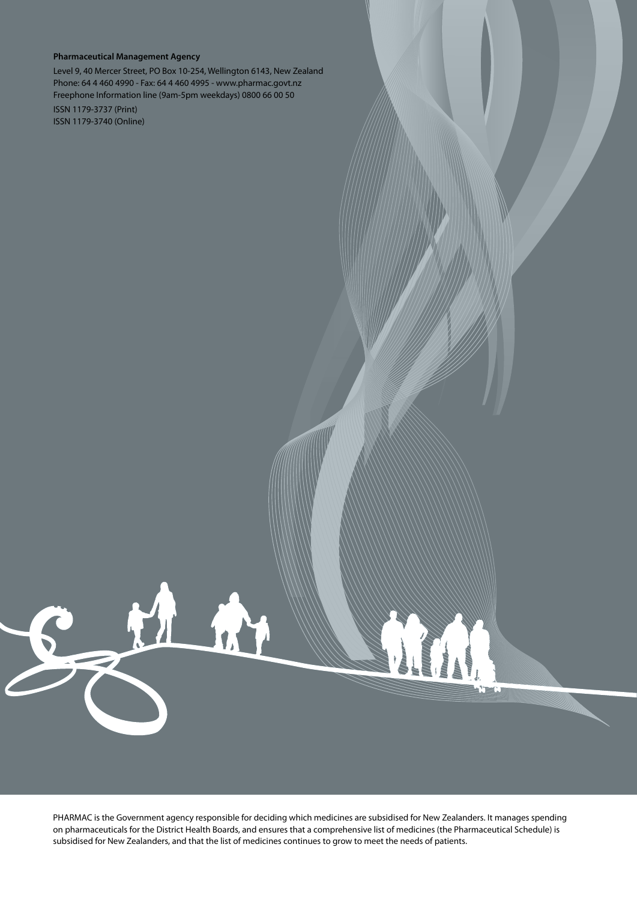**Pharmaceutical Management Agency**

Level 9, 40 Mercer Street, PO Box 10-254, Wellington 6143, New Zealand
Phone: 64 4 460 4990 - Fax: 64 4 460 4995 - www.pharmac.govt.nz
Freephone Information line (9am-5pm weekdays) 0800 66 00 50

ISSN 1179-3737 (Print)
ISSN 1179-3740 (Online)

PHARMAC is the Government agency responsible for deciding which medicines are subsidised for New Zealanders. It manages spending on pharmaceuticals for the District Health Boards, and ensures that a comprehensive list of medicines (the Pharmaceutical Schedule) is subsidised for New Zealanders, and that the list of medicines continues to grow to meet the needs of patients.